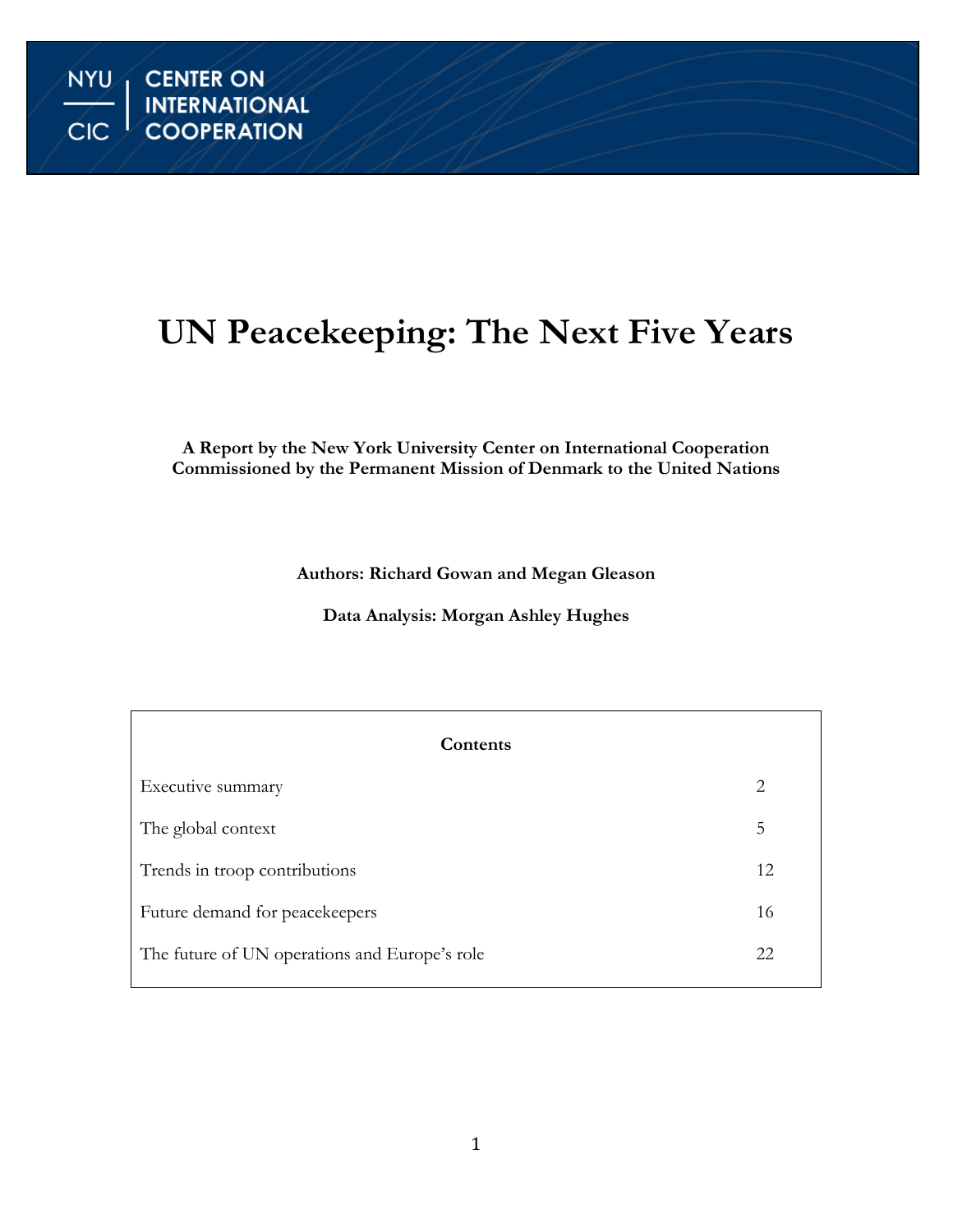NYU CIC | CENTER ON INTERNATIONAL COOPERATION

# UN Peacekeeping: The Next Five Years

**A Report by the New York University Center on International Cooperation**
**Commissioned by the Permanent Mission of Denmark to the United Nations**

**Authors: Richard Gowan and Megan Gleason**

**Data Analysis: Morgan Ashley Hughes**

**Contents**

| | |
|---|---|
| Executive summary | 2 |
| The global context | 5 |
| Trends in troop contributions | 12 |
| Future demand for peacekeepers | 16 |
| The future of UN operations and Europe's role | 22 |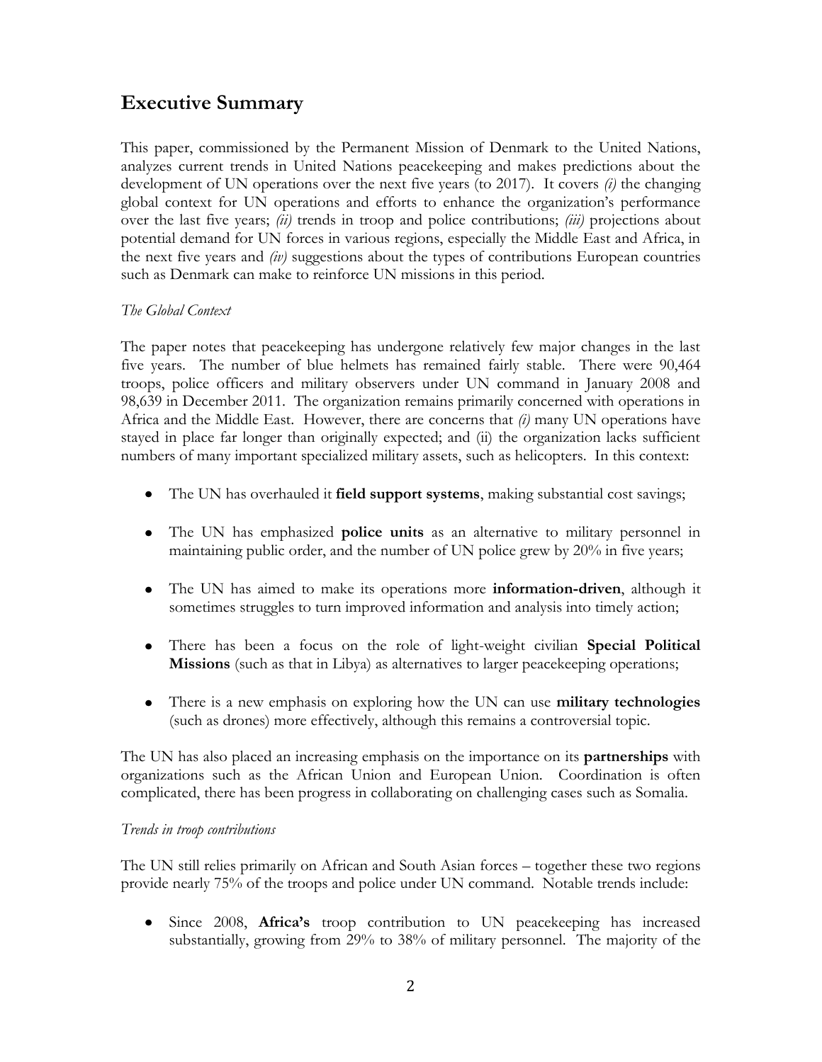## Executive Summary

This paper, commissioned by the Permanent Mission of Denmark to the United Nations, analyzes current trends in United Nations peacekeeping and makes predictions about the development of UN operations over the next five years (to 2017). It covers *(i)* the changing global context for UN operations and efforts to enhance the organization's performance over the last five years; *(ii)* trends in troop and police contributions; *(iii)* projections about potential demand for UN forces in various regions, especially the Middle East and Africa, in the next five years and *(iv)* suggestions about the types of contributions European countries such as Denmark can make to reinforce UN missions in this period.

*The Global Context*

The paper notes that peacekeeping has undergone relatively few major changes in the last five years. The number of blue helmets has remained fairly stable. There were 90,464 troops, police officers and military observers under UN command in January 2008 and 98,639 in December 2011. The organization remains primarily concerned with operations in Africa and the Middle East. However, there are concerns that *(i)* many UN operations have stayed in place far longer than originally expected; and (ii) the organization lacks sufficient numbers of many important specialized military assets, such as helicopters. In this context:

- The UN has overhauled it **field support systems**, making substantial cost savings;
- The UN has emphasized **police units** as an alternative to military personnel in maintaining public order, and the number of UN police grew by 20% in five years;
- The UN has aimed to make its operations more **information-driven**, although it sometimes struggles to turn improved information and analysis into timely action;
- There has been a focus on the role of light-weight civilian **Special Political Missions** (such as that in Libya) as alternatives to larger peacekeeping operations;
- There is a new emphasis on exploring how the UN can use **military technologies** (such as drones) more effectively, although this remains a controversial topic.

The UN has also placed an increasing emphasis on the importance on its **partnerships** with organizations such as the African Union and European Union. Coordination is often complicated, there has been progress in collaborating on challenging cases such as Somalia.

*Trends in troop contributions*

The UN still relies primarily on African and South Asian forces – together these two regions provide nearly 75% of the troops and police under UN command. Notable trends include:

- Since 2008, **Africa's** troop contribution to UN peacekeeping has increased substantially, growing from 29% to 38% of military personnel. The majority of the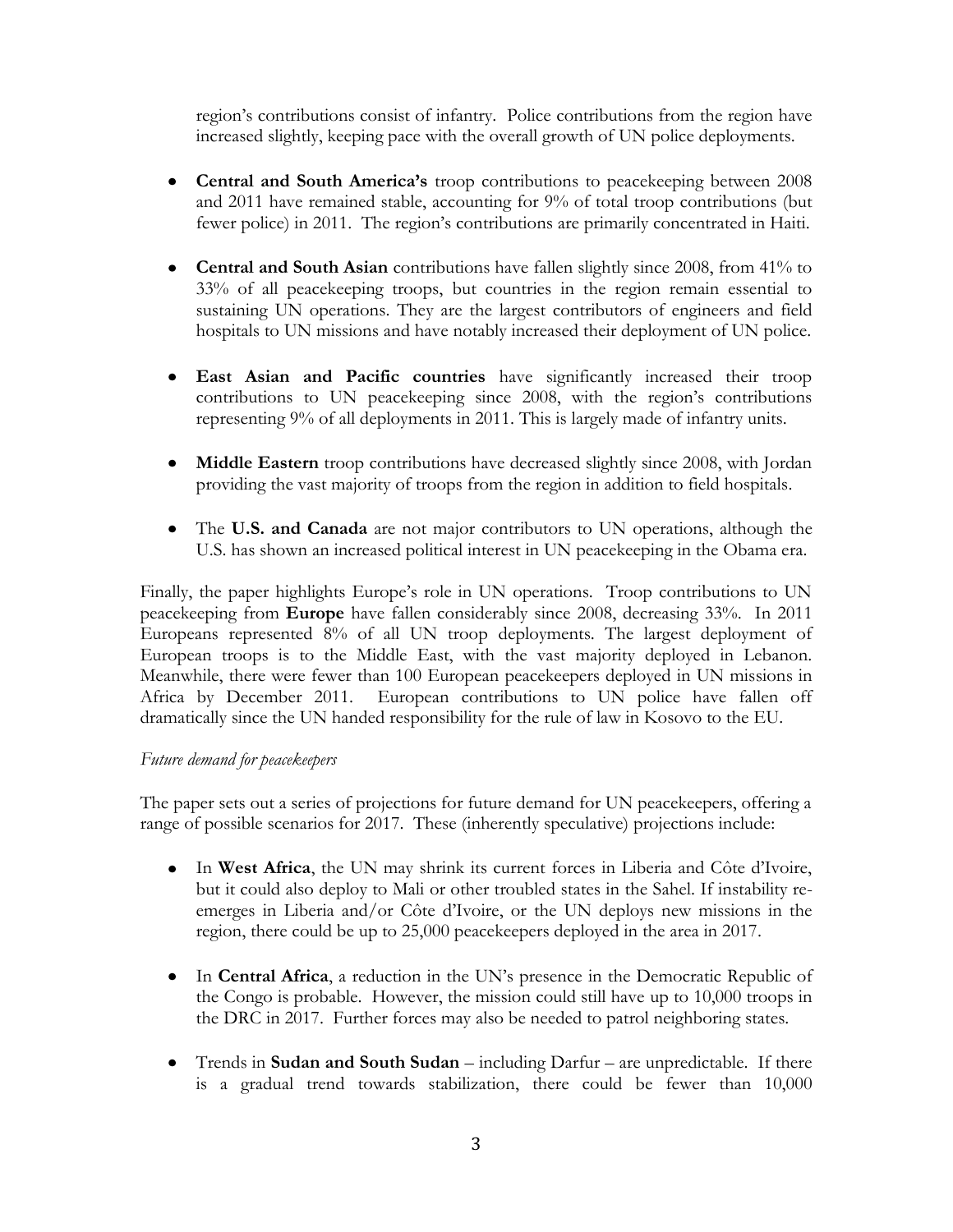region's contributions consist of infantry. Police contributions from the region have increased slightly, keeping pace with the overall growth of UN police deployments.

- **Central and South America's** troop contributions to peacekeeping between 2008 and 2011 have remained stable, accounting for 9% of total troop contributions (but fewer police) in 2011. The region's contributions are primarily concentrated in Haiti.

- **Central and South Asian** contributions have fallen slightly since 2008, from 41% to 33% of all peacekeeping troops, but countries in the region remain essential to sustaining UN operations. They are the largest contributors of engineers and field hospitals to UN missions and have notably increased their deployment of UN police.

- **East Asian and Pacific countries** have significantly increased their troop contributions to UN peacekeeping since 2008, with the region's contributions representing 9% of all deployments in 2011. This is largely made of infantry units.

- **Middle Eastern** troop contributions have decreased slightly since 2008, with Jordan providing the vast majority of troops from the region in addition to field hospitals.

- The **U.S. and Canada** are not major contributors to UN operations, although the U.S. has shown an increased political interest in UN peacekeeping in the Obama era.

Finally, the paper highlights Europe's role in UN operations. Troop contributions to UN peacekeeping from **Europe** have fallen considerably since 2008, decreasing 33%. In 2011 Europeans represented 8% of all UN troop deployments. The largest deployment of European troops is to the Middle East, with the vast majority deployed in Lebanon. Meanwhile, there were fewer than 100 European peacekeepers deployed in UN missions in Africa by December 2011. European contributions to UN police have fallen off dramatically since the UN handed responsibility for the rule of law in Kosovo to the EU.

*Future demand for peacekeepers*

The paper sets out a series of projections for future demand for UN peacekeepers, offering a range of possible scenarios for 2017. These (inherently speculative) projections include:

- In **West Africa**, the UN may shrink its current forces in Liberia and Côte d'Ivoire, but it could also deploy to Mali or other troubled states in the Sahel. If instability re-emerges in Liberia and/or Côte d'Ivoire, or the UN deploys new missions in the region, there could be up to 25,000 peacekeepers deployed in the area in 2017.

- In **Central Africa**, a reduction in the UN's presence in the Democratic Republic of the Congo is probable. However, the mission could still have up to 10,000 troops in the DRC in 2017. Further forces may also be needed to patrol neighboring states.

- Trends in **Sudan and South Sudan** – including Darfur – are unpredictable. If there is a gradual trend towards stabilization, there could be fewer than 10,000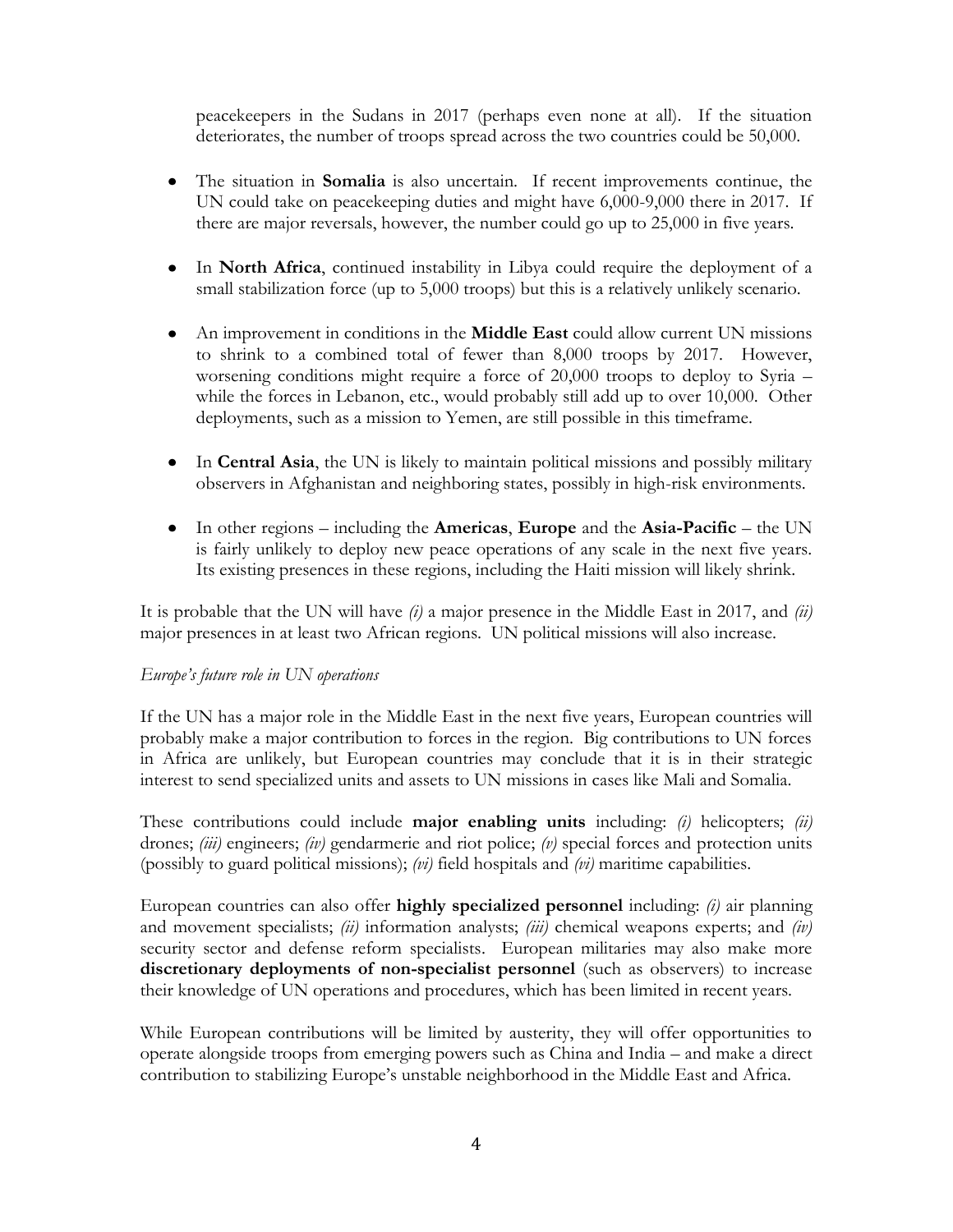peacekeepers in the Sudans in 2017 (perhaps even none at all). If the situation deteriorates, the number of troops spread across the two countries could be 50,000.

- The situation in **Somalia** is also uncertain. If recent improvements continue, the UN could take on peacekeeping duties and might have 6,000-9,000 there in 2017. If there are major reversals, however, the number could go up to 25,000 in five years.

- In **North Africa**, continued instability in Libya could require the deployment of a small stabilization force (up to 5,000 troops) but this is a relatively unlikely scenario.

- An improvement in conditions in the **Middle East** could allow current UN missions to shrink to a combined total of fewer than 8,000 troops by 2017. However, worsening conditions might require a force of 20,000 troops to deploy to Syria – while the forces in Lebanon, etc., would probably still add up to over 10,000. Other deployments, such as a mission to Yemen, are still possible in this timeframe.

- In **Central Asia**, the UN is likely to maintain political missions and possibly military observers in Afghanistan and neighboring states, possibly in high-risk environments.

- In other regions – including the **Americas**, **Europe** and the **Asia-Pacific** – the UN is fairly unlikely to deploy new peace operations of any scale in the next five years. Its existing presences in these regions, including the Haiti mission will likely shrink.

It is probable that the UN will have *(i)* a major presence in the Middle East in 2017, and *(ii)* major presences in at least two African regions. UN political missions will also increase.

*Europe's future role in UN operations*

If the UN has a major role in the Middle East in the next five years, European countries will probably make a major contribution to forces in the region. Big contributions to UN forces in Africa are unlikely, but European countries may conclude that it is in their strategic interest to send specialized units and assets to UN missions in cases like Mali and Somalia.

These contributions could include **major enabling units** including: *(i)* helicopters; *(ii)* drones; *(iii)* engineers; *(iv)* gendarmerie and riot police; *(v)* special forces and protection units (possibly to guard political missions); *(vi)* field hospitals and *(vi)* maritime capabilities.

European countries can also offer **highly specialized personnel** including: *(i)* air planning and movement specialists; *(ii)* information analysts; *(iii)* chemical weapons experts; and *(iv)* security sector and defense reform specialists. European militaries may also make more **discretionary deployments of non-specialist personnel** (such as observers) to increase their knowledge of UN operations and procedures, which has been limited in recent years.

While European contributions will be limited by austerity, they will offer opportunities to operate alongside troops from emerging powers such as China and India – and make a direct contribution to stabilizing Europe's unstable neighborhood in the Middle East and Africa.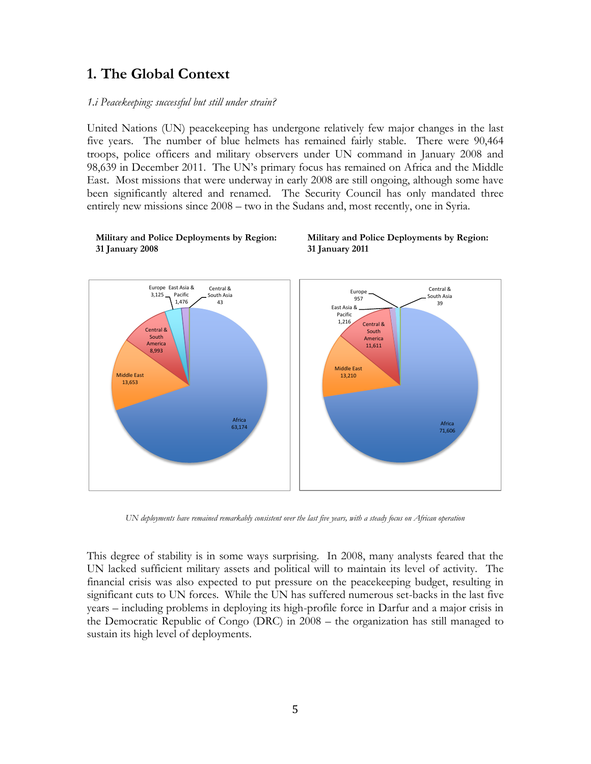# 1. The Global Context

*1.i Peacekeeping: successful but still under strain?*

United Nations (UN) peacekeeping has undergone relatively few major changes in the last five years. The number of blue helmets has remained fairly stable. There were 90,464 troops, police officers and military observers under UN command in January 2008 and 98,639 in December 2011. The UN's primary focus has remained on Africa and the Middle East. Most missions that were underway in early 2008 are still ongoing, although some have been significantly altered and renamed. The Security Council has only mandated three entirely new missions since 2008 – two in the Sudans and, most recently, one in Syria.

**Military and Police Deployments by Region: 31 January 2008**

| Region | Deployments |
|---|---|
| Africa | 63,174 |
| Middle East | 13,653 |
| Central & South America | 8,993 |
| Europe | 3,125 |
| East Asia & Pacific | 1,476 |
| Central & South Asia | 43 |

**Military and Police Deployments by Region: 31 January 2011**

| Region | Deployments |
|---|---|
| Africa | 71,606 |
| Middle East | 13,210 |
| Central & South America | 11,611 |
| East Asia & Pacific | 1,216 |
| Europe | 957 |
| Central & South Asia | 39 |

*UN deployments have remained remarkably consistent over the last five years, with a steady focus on African operation*

This degree of stability is in some ways surprising. In 2008, many analysts feared that the UN lacked sufficient military assets and political will to maintain its level of activity. The financial crisis was also expected to put pressure on the peacekeeping budget, resulting in significant cuts to UN forces. While the UN has suffered numerous set-backs in the last five years – including problems in deploying its high-profile force in Darfur and a major crisis in the Democratic Republic of Congo (DRC) in 2008 – the organization has still managed to sustain its high level of deployments.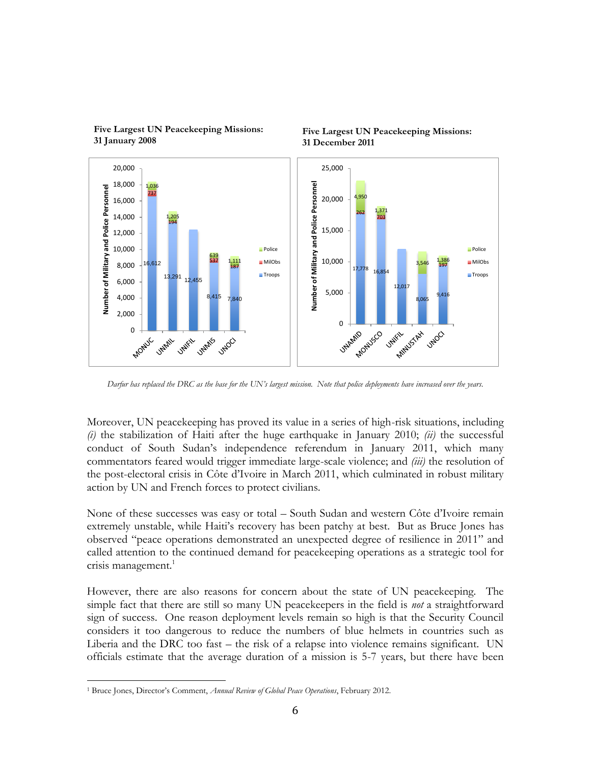**Five Largest UN Peacekeeping Missions: 31 January 2008**

| Mission | Troops | MilObs | Police |
|---|---|---|---|
| MONUC | 16,612 | 737 | 1,036 |
| UNMIL | 13,291 | 194 | 1,205 |
| UNIFIL | 12,455 | | |
| UNMIS | 8,415 | 537 | 639 |
| UNOCI | 7,840 | 187 | 1,111 |

**Five Largest UN Peacekeeping Missions: 31 December 2011**

| Mission | Troops | MilObs | Police |
|---|---|---|---|
| UNAMID | 17,778 | 262 | 4,950 |
| MONUSCO | 16,854 | 703 | 1,371 |
| UNIFIL | 12,017 | | |
| MINUSTAH | 8,065 | | 3,546 |
| UNOCI | 9,416 | 197 | 1,386 |

*Darfur has replaced the DRC as the base for the UN's largest mission. Note that police deployments have increased over the years.*

Moreover, UN peacekeeping has proved its value in a series of high-risk situations, including *(i)* the stabilization of Haiti after the huge earthquake in January 2010; *(ii)* the successful conduct of South Sudan's independence referendum in January 2011, which many commentators feared would trigger immediate large-scale violence; and *(iii)* the resolution of the post-electoral crisis in Côte d'Ivoire in March 2011, which culminated in robust military action by UN and French forces to protect civilians.

None of these successes was easy or total – South Sudan and western Côte d'Ivoire remain extremely unstable, while Haiti's recovery has been patchy at best. But as Bruce Jones has observed "peace operations demonstrated an unexpected degree of resilience in 2011" and called attention to the continued demand for peacekeeping operations as a strategic tool for crisis management.[1]

However, there are also reasons for concern about the state of UN peacekeeping. The simple fact that there are still so many UN peacekeepers in the field is *not* a straightforward sign of success. One reason deployment levels remain so high is that the Security Council considers it too dangerous to reduce the numbers of blue helmets in countries such as Liberia and the DRC too fast – the risk of a relapse into violence remains significant. UN officials estimate that the average duration of a mission is 5-7 years, but there have been

[1] Bruce Jones, Director's Comment, *Annual Review of Global Peace Operations*, February 2012.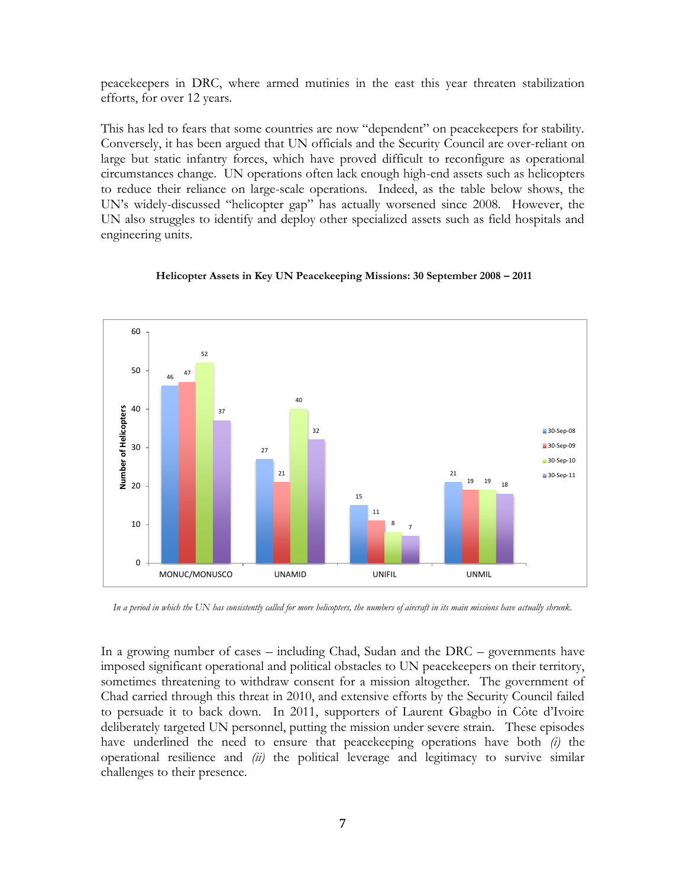peacekeepers in DRC, where armed mutinies in the east this year threaten stabilization efforts, for over 12 years.

This has led to fears that some countries are now "dependent" on peacekeepers for stability. Conversely, it has been argued that UN officials and the Security Council are over-reliant on large but static infantry forces, which have proved difficult to reconfigure as operational circumstances change. UN operations often lack enough high-end assets such as helicopters to reduce their reliance on large-scale operations. Indeed, as the table below shows, the UN's widely-discussed "helicopter gap" has actually worsened since 2008. However, the UN also struggles to identify and deploy other specialized assets such as field hospitals and engineering units.

**Helicopter Assets in Key UN Peacekeeping Missions: 30 September 2008 – 2011**

| Number of Helicopters | 30-Sep-08 | 30-Sep-09 | 30-Sep-10 | 30-Sep-11 |
|---|---|---|---|---|
| MONUC/MONUSCO | 46 | 47 | 52 | 37 |
| UNAMID | 27 | 21 | 40 | 32 |
| UNIFIL | 15 | 11 | 8 | 7 |
| UNMIL | 21 | 19 | 19 | 18 |

*In a period in which the UN has consistently called for more helicopters, the numbers of aircraft in its main missions have actually shrunk.*

In a growing number of cases – including Chad, Sudan and the DRC – governments have imposed significant operational and political obstacles to UN peacekeepers on their territory, sometimes threatening to withdraw consent for a mission altogether. The government of Chad carried through this threat in 2010, and extensive efforts by the Security Council failed to persuade it to back down. In 2011, supporters of Laurent Gbagbo in Côte d'Ivoire deliberately targeted UN personnel, putting the mission under severe strain. These episodes have underlined the need to ensure that peacekeeping operations have both *(i)* the operational resilience and *(ii)* the political leverage and legitimacy to survive similar challenges to their presence.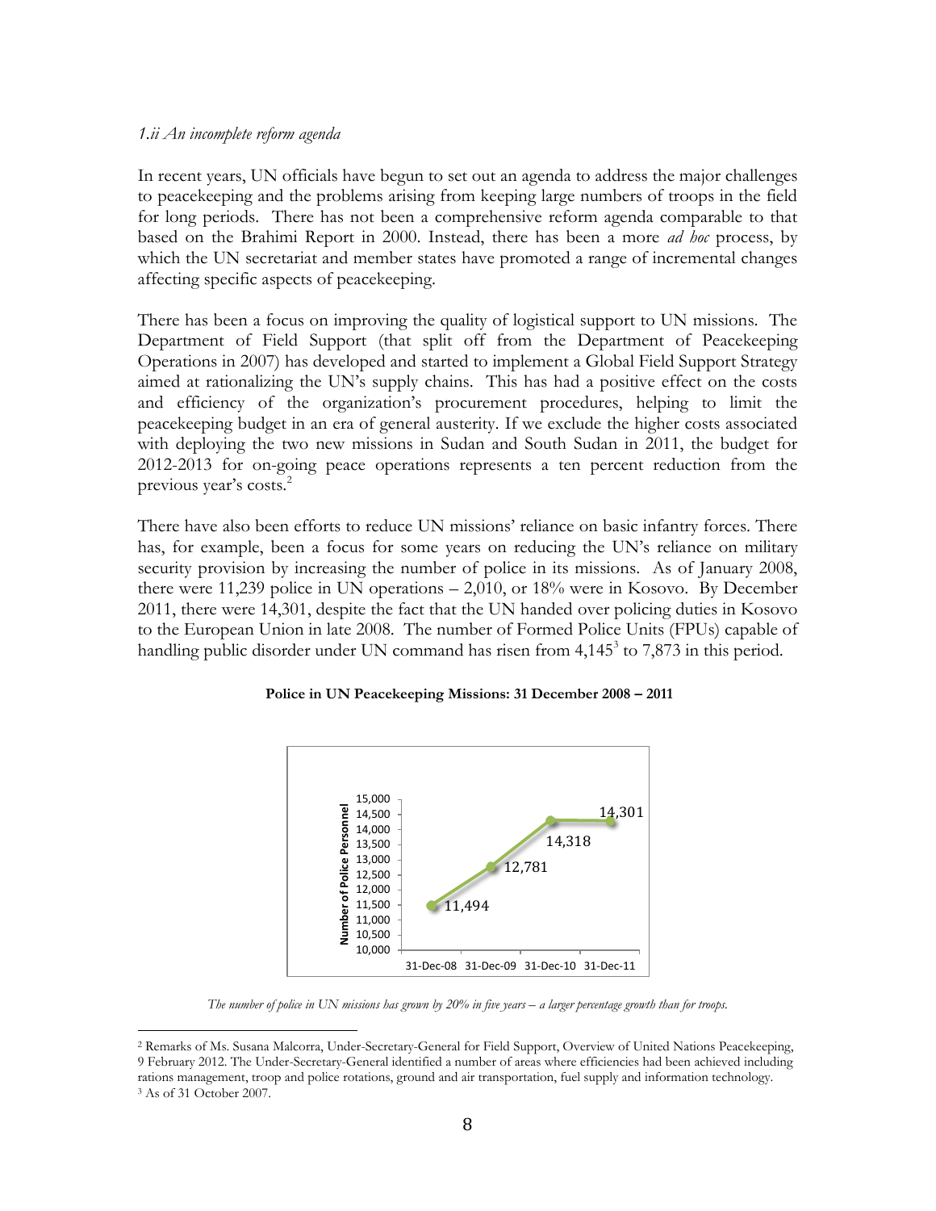*1.ii An incomplete reform agenda*

In recent years, UN officials have begun to set out an agenda to address the major challenges to peacekeeping and the problems arising from keeping large numbers of troops in the field for long periods. There has not been a comprehensive reform agenda comparable to that based on the Brahimi Report in 2000. Instead, there has been a more *ad hoc* process, by which the UN secretariat and member states have promoted a range of incremental changes affecting specific aspects of peacekeeping.

There has been a focus on improving the quality of logistical support to UN missions. The Department of Field Support (that split off from the Department of Peacekeeping Operations in 2007) has developed and started to implement a Global Field Support Strategy aimed at rationalizing the UN's supply chains. This has had a positive effect on the costs and efficiency of the organization's procurement procedures, helping to limit the peacekeeping budget in an era of general austerity. If we exclude the higher costs associated with deploying the two new missions in Sudan and South Sudan in 2011, the budget for 2012-2013 for on-going peace operations represents a ten percent reduction from the previous year's costs.[2]

There have also been efforts to reduce UN missions' reliance on basic infantry forces. There has, for example, been a focus for some years on reducing the UN's reliance on military security provision by increasing the number of police in its missions. As of January 2008, there were 11,239 police in UN operations – 2,010, or 18% were in Kosovo. By December 2011, there were 14,301, despite the fact that the UN handed over policing duties in Kosovo to the European Union in late 2008. The number of Formed Police Units (FPUs) capable of handling public disorder under UN command has risen from 4,145[3] to 7,873 in this period.

**Police in UN Peacekeeping Missions: 31 December 2008 – 2011**

| Date | Number of Police Personnel |
|---|---|
| 31-Dec-08 | 11,494 |
| 31-Dec-09 | 12,781 |
| 31-Dec-10 | 14,318 |
| 31-Dec-11 | 14,301 |

*The number of police in UN missions has grown by 20% in five years – a larger percentage growth than for troops.*

[2] Remarks of Ms. Susana Malcorra, Under-Secretary-General for Field Support, Overview of United Nations Peacekeeping, 9 February 2012. The Under-Secretary-General identified a number of areas where efficiencies had been achieved including rations management, troop and police rotations, ground and air transportation, fuel supply and information technology.

[3] As of 31 October 2007.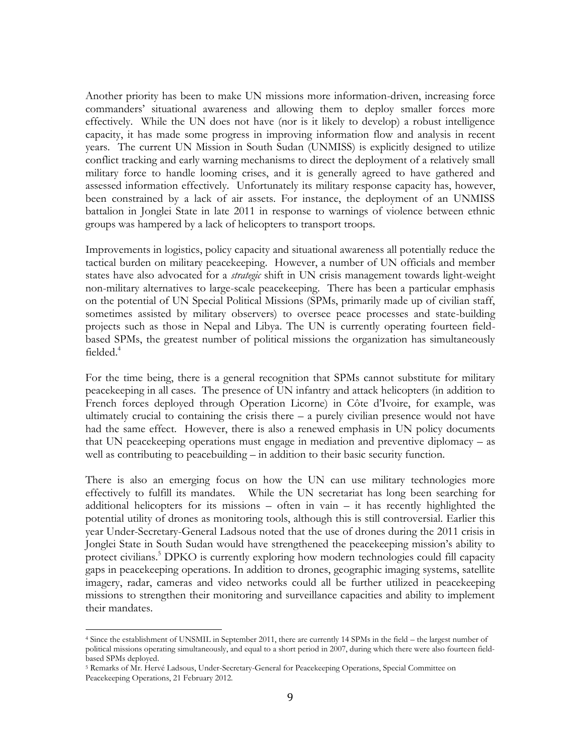Another priority has been to make UN missions more information-driven, increasing force commanders' situational awareness and allowing them to deploy smaller forces more effectively. While the UN does not have (nor is it likely to develop) a robust intelligence capacity, it has made some progress in improving information flow and analysis in recent years. The current UN Mission in South Sudan (UNMISS) is explicitly designed to utilize conflict tracking and early warning mechanisms to direct the deployment of a relatively small military force to handle looming crises, and it is generally agreed to have gathered and assessed information effectively. Unfortunately its military response capacity has, however, been constrained by a lack of air assets. For instance, the deployment of an UNMISS battalion in Jonglei State in late 2011 in response to warnings of violence between ethnic groups was hampered by a lack of helicopters to transport troops.

Improvements in logistics, policy capacity and situational awareness all potentially reduce the tactical burden on military peacekeeping. However, a number of UN officials and member states have also advocated for a *strategic* shift in UN crisis management towards light-weight non-military alternatives to large-scale peacekeeping. There has been a particular emphasis on the potential of UN Special Political Missions (SPMs, primarily made up of civilian staff, sometimes assisted by military observers) to oversee peace processes and state-building projects such as those in Nepal and Libya. The UN is currently operating fourteen field-based SPMs, the greatest number of political missions the organization has simultaneously fielded.[4]

For the time being, there is a general recognition that SPMs cannot substitute for military peacekeeping in all cases. The presence of UN infantry and attack helicopters (in addition to French forces deployed through Operation Licorne) in Côte d'Ivoire, for example, was ultimately crucial to containing the crisis there – a purely civilian presence would not have had the same effect. However, there is also a renewed emphasis in UN policy documents that UN peacekeeping operations must engage in mediation and preventive diplomacy – as well as contributing to peacebuilding – in addition to their basic security function.

There is also an emerging focus on how the UN can use military technologies more effectively to fulfill its mandates. While the UN secretariat has long been searching for additional helicopters for its missions – often in vain – it has recently highlighted the potential utility of drones as monitoring tools, although this is still controversial. Earlier this year Under-Secretary-General Ladsous noted that the use of drones during the 2011 crisis in Jonglei State in South Sudan would have strengthened the peacekeeping mission's ability to protect civilians.[5] DPKO is currently exploring how modern technologies could fill capacity gaps in peacekeeping operations. In addition to drones, geographic imaging systems, satellite imagery, radar, cameras and video networks could all be further utilized in peacekeeping missions to strengthen their monitoring and surveillance capacities and ability to implement their mandates.

---

[4] Since the establishment of UNSMIL in September 2011, there are currently 14 SPMs in the field – the largest number of political missions operating simultaneously, and equal to a short period in 2007, during which there were also fourteen field-based SPMs deployed.

[5] Remarks of Mr. Hervé Ladsous, Under-Secretary-General for Peacekeeping Operations, Special Committee on Peacekeeping Operations, 21 February 2012.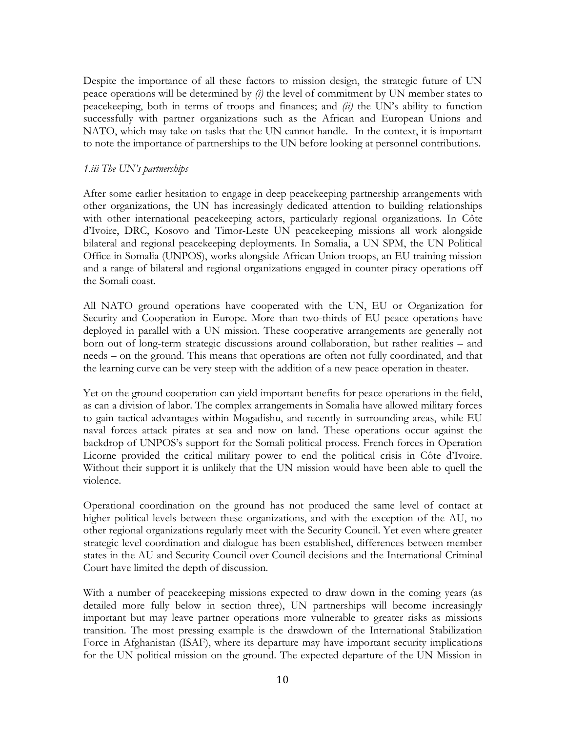Despite the importance of all these factors to mission design, the strategic future of UN peace operations will be determined by *(i)* the level of commitment by UN member states to peacekeeping, both in terms of troops and finances; and *(ii)* the UN's ability to function successfully with partner organizations such as the African and European Unions and NATO, which may take on tasks that the UN cannot handle. In the context, it is important to note the importance of partnerships to the UN before looking at personnel contributions.

### *1.iii The UN's partnerships*

After some earlier hesitation to engage in deep peacekeeping partnership arrangements with other organizations, the UN has increasingly dedicated attention to building relationships with other international peacekeeping actors, particularly regional organizations. In Côte d'Ivoire, DRC, Kosovo and Timor-Leste UN peacekeeping missions all work alongside bilateral and regional peacekeeping deployments. In Somalia, a UN SPM, the UN Political Office in Somalia (UNPOS), works alongside African Union troops, an EU training mission and a range of bilateral and regional organizations engaged in counter piracy operations off the Somali coast.

All NATO ground operations have cooperated with the UN, EU or Organization for Security and Cooperation in Europe. More than two-thirds of EU peace operations have deployed in parallel with a UN mission. These cooperative arrangements are generally not born out of long-term strategic discussions around collaboration, but rather realities – and needs – on the ground. This means that operations are often not fully coordinated, and that the learning curve can be very steep with the addition of a new peace operation in theater.

Yet on the ground cooperation can yield important benefits for peace operations in the field, as can a division of labor. The complex arrangements in Somalia have allowed military forces to gain tactical advantages within Mogadishu, and recently in surrounding areas, while EU naval forces attack pirates at sea and now on land. These operations occur against the backdrop of UNPOS's support for the Somali political process. French forces in Operation Licorne provided the critical military power to end the political crisis in Côte d'Ivoire. Without their support it is unlikely that the UN mission would have been able to quell the violence.

Operational coordination on the ground has not produced the same level of contact at higher political levels between these organizations, and with the exception of the AU, no other regional organizations regularly meet with the Security Council. Yet even where greater strategic level coordination and dialogue has been established, differences between member states in the AU and Security Council over Council decisions and the International Criminal Court have limited the depth of discussion.

With a number of peacekeeping missions expected to draw down in the coming years (as detailed more fully below in section three), UN partnerships will become increasingly important but may leave partner operations more vulnerable to greater risks as missions transition. The most pressing example is the drawdown of the International Stabilization Force in Afghanistan (ISAF), where its departure may have important security implications for the UN political mission on the ground. The expected departure of the UN Mission in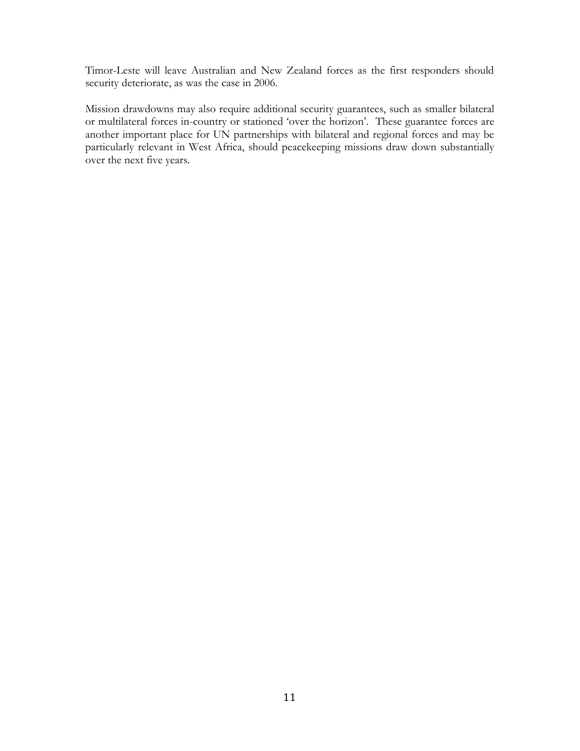Timor-Leste will leave Australian and New Zealand forces as the first responders should security deteriorate, as was the case in 2006.

Mission drawdowns may also require additional security guarantees, such as smaller bilateral or multilateral forces in-country or stationed 'over the horizon'. These guarantee forces are another important place for UN partnerships with bilateral and regional forces and may be particularly relevant in West Africa, should peacekeeping missions draw down substantially over the next five years.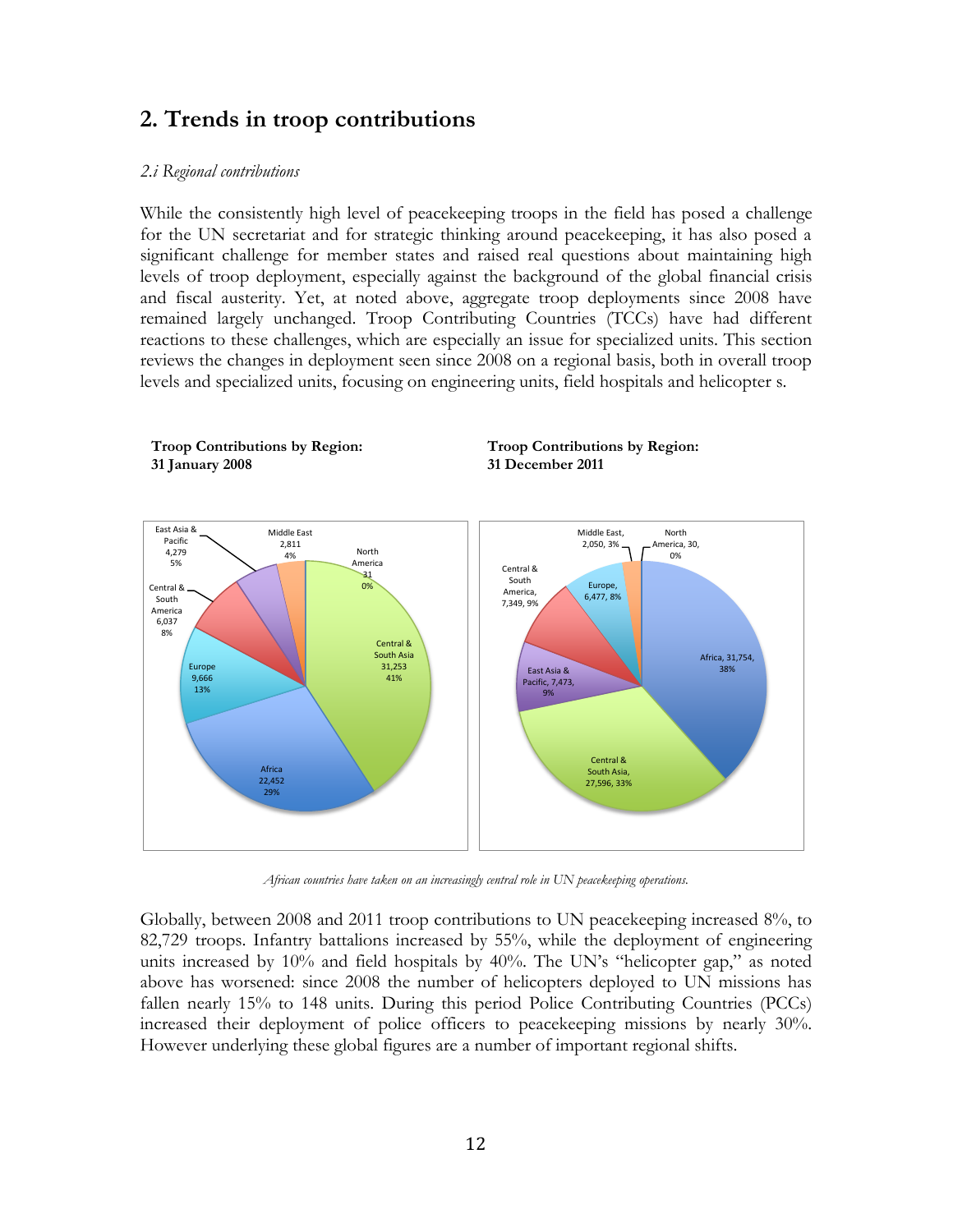## 2. Trends in troop contributions

*2.i Regional contributions*

While the consistently high level of peacekeeping troops in the field has posed a challenge for the UN secretariat and for strategic thinking around peacekeeping, it has also posed a significant challenge for member states and raised real questions about maintaining high levels of troop deployment, especially against the background of the global financial crisis and fiscal austerity. Yet, at noted above, aggregate troop deployments since 2008 have remained largely unchanged. Troop Contributing Countries (TCCs) have had different reactions to these challenges, which are especially an issue for specialized units. This section reviews the changes in deployment seen since 2008 on a regional basis, both in overall troop levels and specialized units, focusing on engineering units, field hospitals and helicopter s.

**Troop Contributions by Region: 31 January 2008**

| Region | Troops | Share |
|---|---|---|
| Central & South Asia | 31,253 | 41% |
| Africa | 22,452 | 29% |
| Europe | 9,666 | 13% |
| Central & South America | 6,037 | 8% |
| East Asia & Pacific | 4,279 | 5% |
| Middle East | 2,811 | 4% |
| North America | 31 | 0% |

**Troop Contributions by Region: 31 December 2011**

| Region | Troops | Share |
|---|---|---|
| Africa | 31,754 | 38% |
| Central & South Asia | 27,596 | 33% |
| East Asia & Pacific | 7,473 | 9% |
| Central & South America | 7,349 | 9% |
| Europe | 6,477 | 8% |
| Middle East | 2,050 | 3% |
| North America | 30 | 0% |

*African countries have taken on an increasingly central role in UN peacekeeping operations.*

Globally, between 2008 and 2011 troop contributions to UN peacekeeping increased 8%, to 82,729 troops. Infantry battalions increased by 55%, while the deployment of engineering units increased by 10% and field hospitals by 40%. The UN's "helicopter gap," as noted above has worsened: since 2008 the number of helicopters deployed to UN missions has fallen nearly 15% to 148 units. During this period Police Contributing Countries (PCCs) increased their deployment of police officers to peacekeeping missions by nearly 30%. However underlying these global figures are a number of important regional shifts.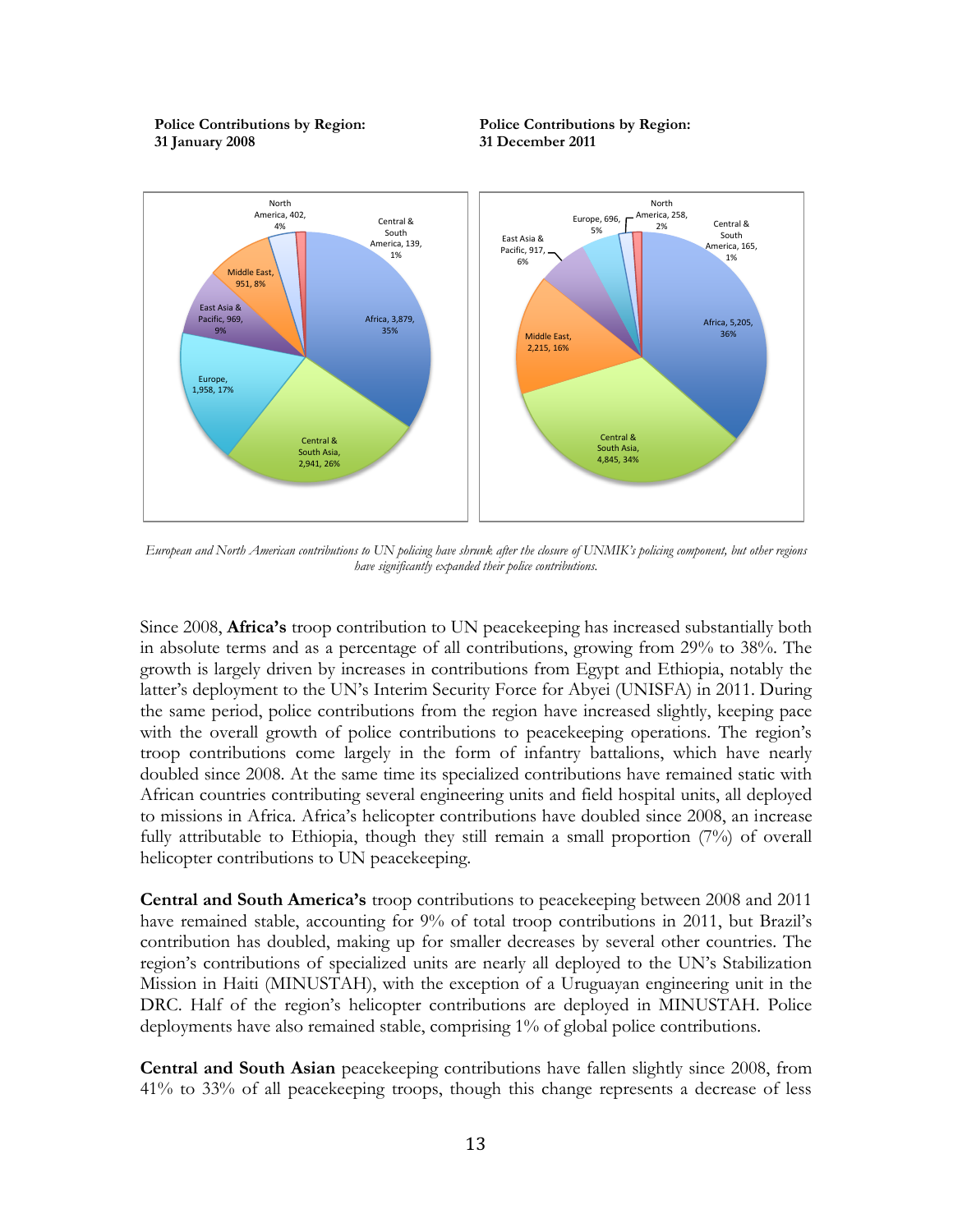**Police Contributions by Region: 31 January 2008**

**Police Contributions by Region: 31 December 2011**

| Region | 31 January 2008 | 31 December 2011 |
|---|---|---|
| Africa | 3,879, 35% | 5,205, 36% |
| Central & South Asia | 2,941, 26% | 4,845, 34% |
| Europe | 1,958, 17% | 696, 5% |
| East Asia & Pacific | 969, 9% | 917, 6% |
| Middle East | 951, 8% | 2,215, 16% |
| North America | 402, 4% | 258, 2% |
| Central & South America | 139, 1% | 165, 1% |

*European and North American contributions to UN policing have shrunk after the closure of UNMIK's policing component, but other regions have significantly expanded their police contributions.*

Since 2008, **Africa's** troop contribution to UN peacekeeping has increased substantially both in absolute terms and as a percentage of all contributions, growing from 29% to 38%. The growth is largely driven by increases in contributions from Egypt and Ethiopia, notably the latter's deployment to the UN's Interim Security Force for Abyei (UNISFA) in 2011. During the same period, police contributions from the region have increased slightly, keeping pace with the overall growth of police contributions to peacekeeping operations. The region's troop contributions come largely in the form of infantry battalions, which have nearly doubled since 2008. At the same time its specialized contributions have remained static with African countries contributing several engineering units and field hospital units, all deployed to missions in Africa. Africa's helicopter contributions have doubled since 2008, an increase fully attributable to Ethiopia, though they still remain a small proportion (7%) of overall helicopter contributions to UN peacekeeping.

**Central and South America's** troop contributions to peacekeeping between 2008 and 2011 have remained stable, accounting for 9% of total troop contributions in 2011, but Brazil's contribution has doubled, making up for smaller decreases by several other countries. The region's contributions of specialized units are nearly all deployed to the UN's Stabilization Mission in Haiti (MINUSTAH), with the exception of a Uruguayan engineering unit in the DRC. Half of the region's helicopter contributions are deployed in MINUSTAH. Police deployments have also remained stable, comprising 1% of global police contributions.

**Central and South Asian** peacekeeping contributions have fallen slightly since 2008, from 41% to 33% of all peacekeeping troops, though this change represents a decrease of less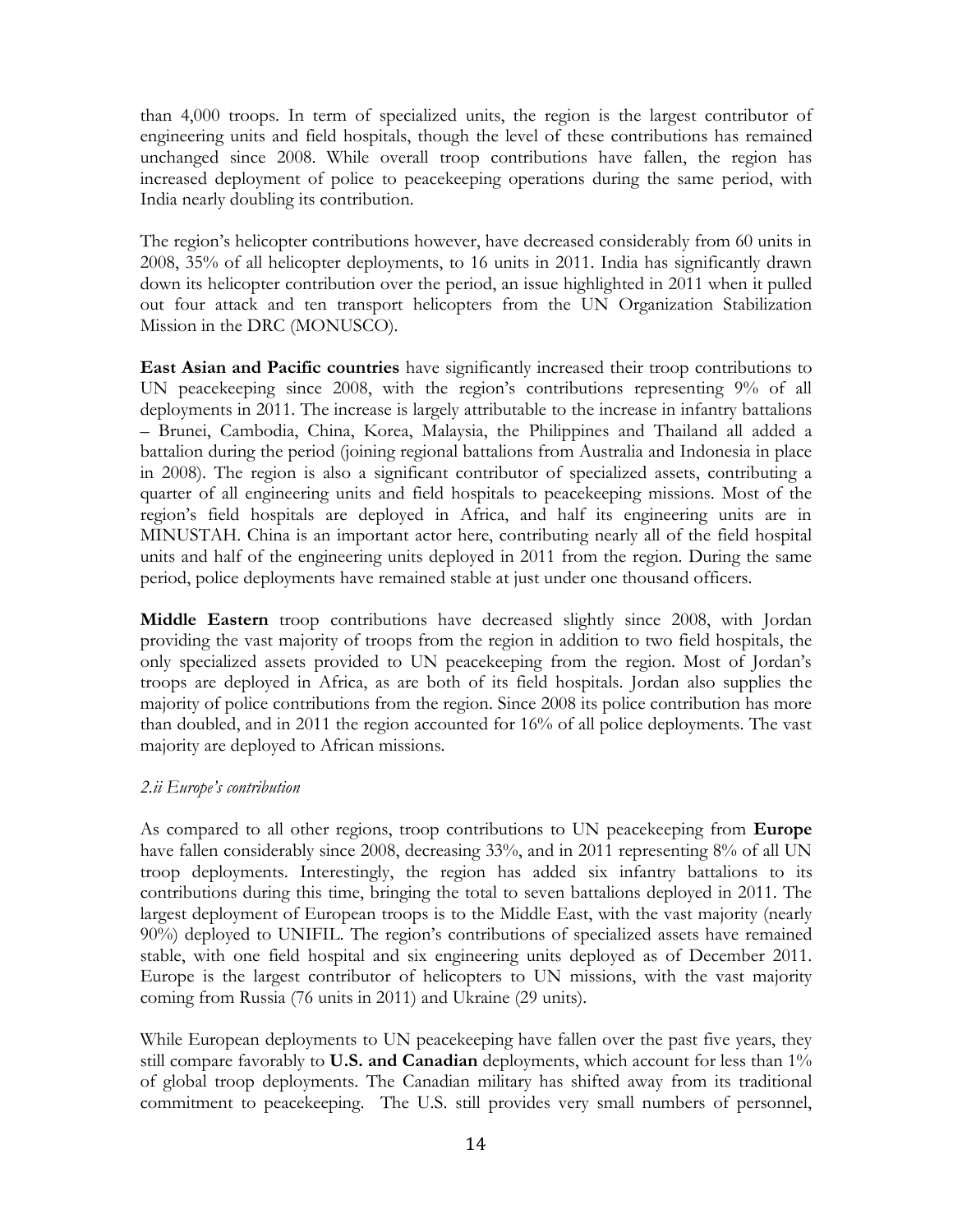than 4,000 troops. In term of specialized units, the region is the largest contributor of engineering units and field hospitals, though the level of these contributions has remained unchanged since 2008. While overall troop contributions have fallen, the region has increased deployment of police to peacekeeping operations during the same period, with India nearly doubling its contribution.

The region's helicopter contributions however, have decreased considerably from 60 units in 2008, 35% of all helicopter deployments, to 16 units in 2011. India has significantly drawn down its helicopter contribution over the period, an issue highlighted in 2011 when it pulled out four attack and ten transport helicopters from the UN Organization Stabilization Mission in the DRC (MONUSCO).

**East Asian and Pacific countries** have significantly increased their troop contributions to UN peacekeeping since 2008, with the region's contributions representing 9% of all deployments in 2011. The increase is largely attributable to the increase in infantry battalions – Brunei, Cambodia, China, Korea, Malaysia, the Philippines and Thailand all added a battalion during the period (joining regional battalions from Australia and Indonesia in place in 2008). The region is also a significant contributor of specialized assets, contributing a quarter of all engineering units and field hospitals to peacekeeping missions. Most of the region's field hospitals are deployed in Africa, and half its engineering units are in MINUSTAH. China is an important actor here, contributing nearly all of the field hospital units and half of the engineering units deployed in 2011 from the region. During the same period, police deployments have remained stable at just under one thousand officers.

**Middle Eastern** troop contributions have decreased slightly since 2008, with Jordan providing the vast majority of troops from the region in addition to two field hospitals, the only specialized assets provided to UN peacekeeping from the region. Most of Jordan's troops are deployed in Africa, as are both of its field hospitals. Jordan also supplies the majority of police contributions from the region. Since 2008 its police contribution has more than doubled, and in 2011 the region accounted for 16% of all police deployments. The vast majority are deployed to African missions.

*2.ii Europe's contribution*

As compared to all other regions, troop contributions to UN peacekeeping from **Europe** have fallen considerably since 2008, decreasing 33%, and in 2011 representing 8% of all UN troop deployments. Interestingly, the region has added six infantry battalions to its contributions during this time, bringing the total to seven battalions deployed in 2011. The largest deployment of European troops is to the Middle East, with the vast majority (nearly 90%) deployed to UNIFIL. The region's contributions of specialized assets have remained stable, with one field hospital and six engineering units deployed as of December 2011. Europe is the largest contributor of helicopters to UN missions, with the vast majority coming from Russia (76 units in 2011) and Ukraine (29 units).

While European deployments to UN peacekeeping have fallen over the past five years, they still compare favorably to **U.S. and Canadian** deployments, which account for less than 1% of global troop deployments. The Canadian military has shifted away from its traditional commitment to peacekeeping. The U.S. still provides very small numbers of personnel,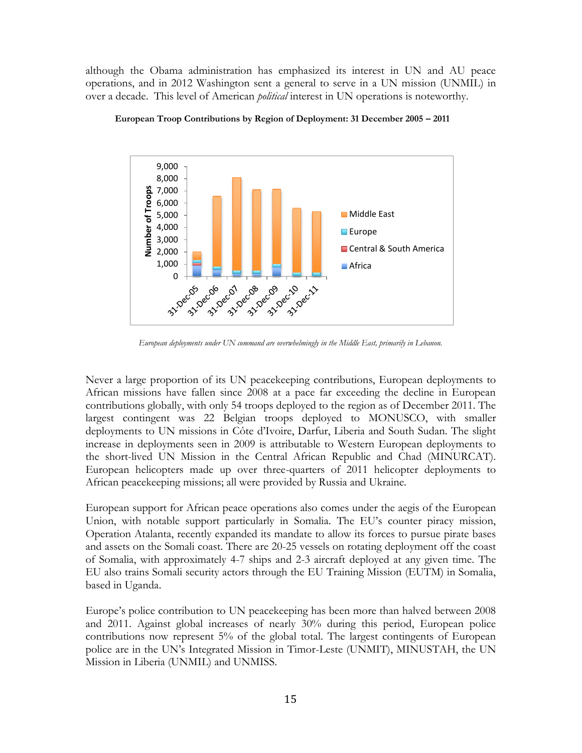although the Obama administration has emphasized its interest in UN and AU peace operations, and in 2012 Washington sent a general to serve in a UN mission (UNMIL) in over a decade. This level of American *political* interest in UN operations is noteworthy.

**European Troop Contributions by Region of Deployment: 31 December 2005 – 2011**

*European deployments under UN command are overwhelmingly in the Middle East, primarily in Lebanon.*

Never a large proportion of its UN peacekeeping contributions, European deployments to African missions have fallen since 2008 at a pace far exceeding the decline in European contributions globally, with only 54 troops deployed to the region as of December 2011. The largest contingent was 22 Belgian troops deployed to MONUSCO, with smaller deployments to UN missions in Côte d'Ivoire, Darfur, Liberia and South Sudan. The slight increase in deployments seen in 2009 is attributable to Western European deployments to the short-lived UN Mission in the Central African Republic and Chad (MINURCAT). European helicopters made up over three-quarters of 2011 helicopter deployments to African peacekeeping missions; all were provided by Russia and Ukraine.

European support for African peace operations also comes under the aegis of the European Union, with notable support particularly in Somalia. The EU's counter piracy mission, Operation Atalanta, recently expanded its mandate to allow its forces to pursue pirate bases and assets on the Somali coast. There are 20-25 vessels on rotating deployment off the coast of Somalia, with approximately 4-7 ships and 2-3 aircraft deployed at any given time. The EU also trains Somali security actors through the EU Training Mission (EUTM) in Somalia, based in Uganda.

Europe's police contribution to UN peacekeeping has been more than halved between 2008 and 2011. Against global increases of nearly 30% during this period, European police contributions now represent 5% of the global total. The largest contingents of European police are in the UN's Integrated Mission in Timor-Leste (UNMIT), MINUSTAH, the UN Mission in Liberia (UNMIL) and UNMISS.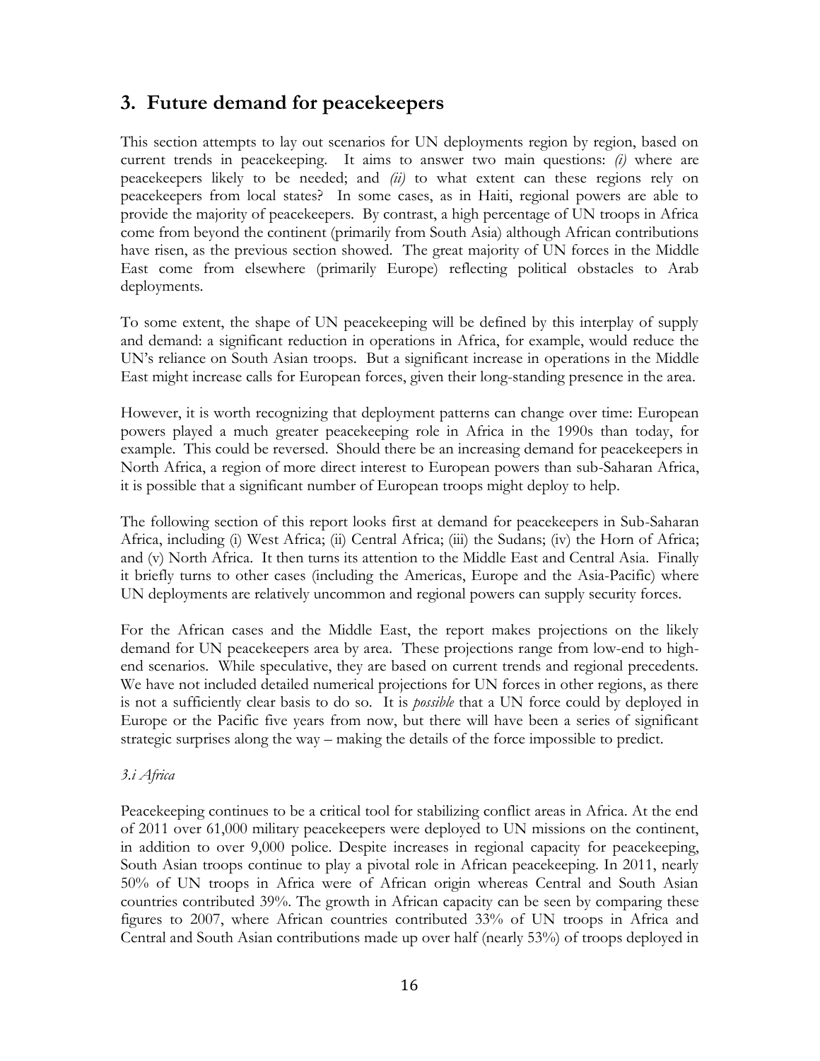## 3. Future demand for peacekeepers

This section attempts to lay out scenarios for UN deployments region by region, based on current trends in peacekeeping. It aims to answer two main questions: *(i)* where are peacekeepers likely to be needed; and *(ii)* to what extent can these regions rely on peacekeepers from local states? In some cases, as in Haiti, regional powers are able to provide the majority of peacekeepers. By contrast, a high percentage of UN troops in Africa come from beyond the continent (primarily from South Asia) although African contributions have risen, as the previous section showed. The great majority of UN forces in the Middle East come from elsewhere (primarily Europe) reflecting political obstacles to Arab deployments.

To some extent, the shape of UN peacekeeping will be defined by this interplay of supply and demand: a significant reduction in operations in Africa, for example, would reduce the UN's reliance on South Asian troops. But a significant increase in operations in the Middle East might increase calls for European forces, given their long-standing presence in the area.

However, it is worth recognizing that deployment patterns can change over time: European powers played a much greater peacekeeping role in Africa in the 1990s than today, for example. This could be reversed. Should there be an increasing demand for peacekeepers in North Africa, a region of more direct interest to European powers than sub-Saharan Africa, it is possible that a significant number of European troops might deploy to help.

The following section of this report looks first at demand for peacekeepers in Sub-Saharan Africa, including (i) West Africa; (ii) Central Africa; (iii) the Sudans; (iv) the Horn of Africa; and (v) North Africa. It then turns its attention to the Middle East and Central Asia. Finally it briefly turns to other cases (including the Americas, Europe and the Asia-Pacific) where UN deployments are relatively uncommon and regional powers can supply security forces.

For the African cases and the Middle East, the report makes projections on the likely demand for UN peacekeepers area by area. These projections range from low-end to high-end scenarios. While speculative, they are based on current trends and regional precedents. We have not included detailed numerical projections for UN forces in other regions, as there is not a sufficiently clear basis to do so. It is *possible* that a UN force could by deployed in Europe or the Pacific five years from now, but there will have been a series of significant strategic surprises along the way – making the details of the force impossible to predict.

### *3.i Africa*

Peacekeeping continues to be a critical tool for stabilizing conflict areas in Africa. At the end of 2011 over 61,000 military peacekeepers were deployed to UN missions on the continent, in addition to over 9,000 police. Despite increases in regional capacity for peacekeeping, South Asian troops continue to play a pivotal role in African peacekeeping. In 2011, nearly 50% of UN troops in Africa were of African origin whereas Central and South Asian countries contributed 39%. The growth in African capacity can be seen by comparing these figures to 2007, where African countries contributed 33% of UN troops in Africa and Central and South Asian contributions made up over half (nearly 53%) of troops deployed in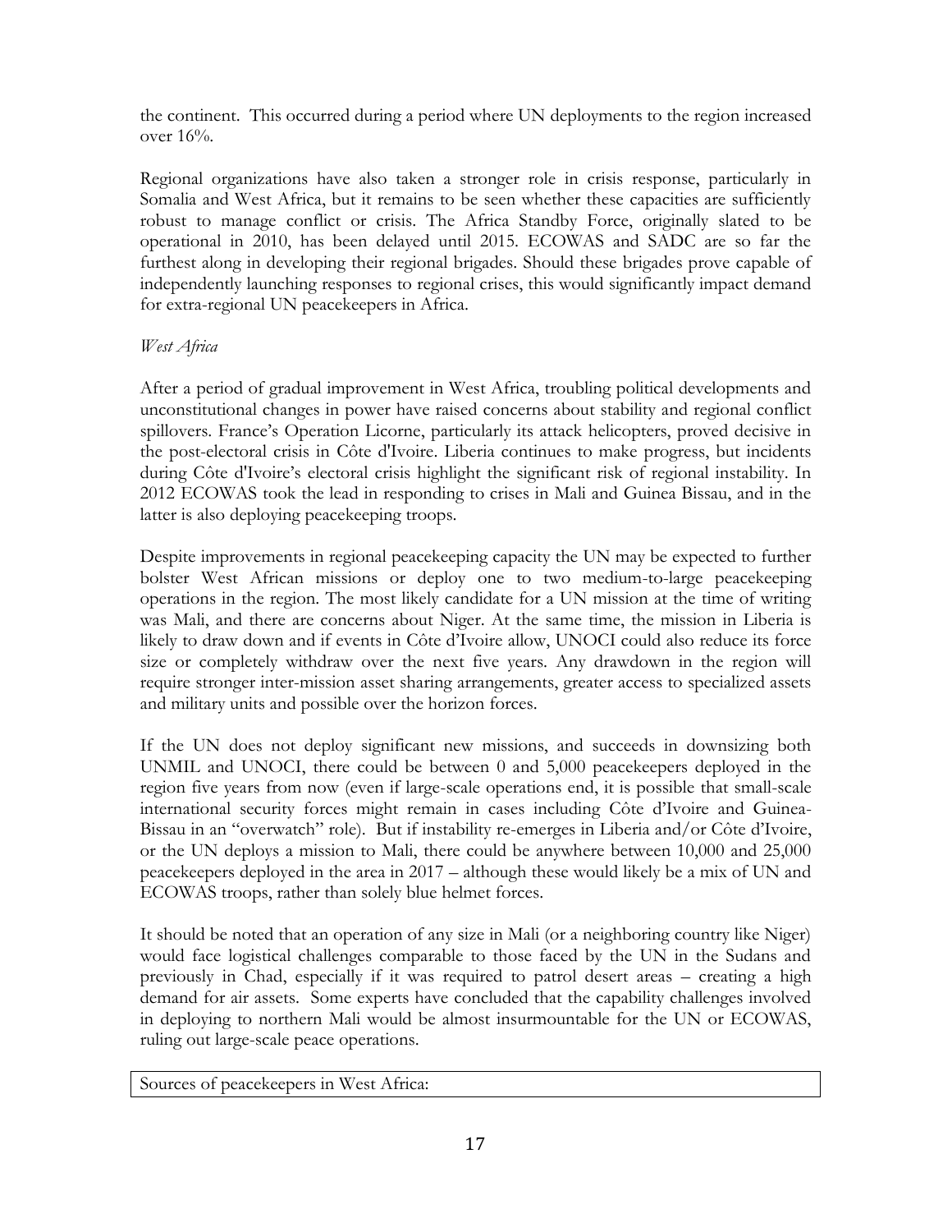the continent. This occurred during a period where UN deployments to the region increased over 16%.

Regional organizations have also taken a stronger role in crisis response, particularly in Somalia and West Africa, but it remains to be seen whether these capacities are sufficiently robust to manage conflict or crisis. The Africa Standby Force, originally slated to be operational in 2010, has been delayed until 2015. ECOWAS and SADC are so far the furthest along in developing their regional brigades. Should these brigades prove capable of independently launching responses to regional crises, this would significantly impact demand for extra-regional UN peacekeepers in Africa.

*West Africa*

After a period of gradual improvement in West Africa, troubling political developments and unconstitutional changes in power have raised concerns about stability and regional conflict spillovers. France's Operation Licorne, particularly its attack helicopters, proved decisive in the post-electoral crisis in Côte d'Ivoire. Liberia continues to make progress, but incidents during Côte d'Ivoire's electoral crisis highlight the significant risk of regional instability. In 2012 ECOWAS took the lead in responding to crises in Mali and Guinea Bissau, and in the latter is also deploying peacekeeping troops.

Despite improvements in regional peacekeeping capacity the UN may be expected to further bolster West African missions or deploy one to two medium-to-large peacekeeping operations in the region. The most likely candidate for a UN mission at the time of writing was Mali, and there are concerns about Niger. At the same time, the mission in Liberia is likely to draw down and if events in Côte d'Ivoire allow, UNOCI could also reduce its force size or completely withdraw over the next five years. Any drawdown in the region will require stronger inter-mission asset sharing arrangements, greater access to specialized assets and military units and possible over the horizon forces.

If the UN does not deploy significant new missions, and succeeds in downsizing both UNMIL and UNOCI, there could be between 0 and 5,000 peacekeepers deployed in the region five years from now (even if large-scale operations end, it is possible that small-scale international security forces might remain in cases including Côte d'Ivoire and Guinea-Bissau in an "overwatch" role). But if instability re-emerges in Liberia and/or Côte d'Ivoire, or the UN deploys a mission to Mali, there could be anywhere between 10,000 and 25,000 peacekeepers deployed in the area in 2017 – although these would likely be a mix of UN and ECOWAS troops, rather than solely blue helmet forces.

It should be noted that an operation of any size in Mali (or a neighboring country like Niger) would face logistical challenges comparable to those faced by the UN in the Sudans and previously in Chad, especially if it was required to patrol desert areas – creating a high demand for air assets. Some experts have concluded that the capability challenges involved in deploying to northern Mali would be almost insurmountable for the UN or ECOWAS, ruling out large-scale peace operations.

| Sources of peacekeepers in West Africa: |
| --- |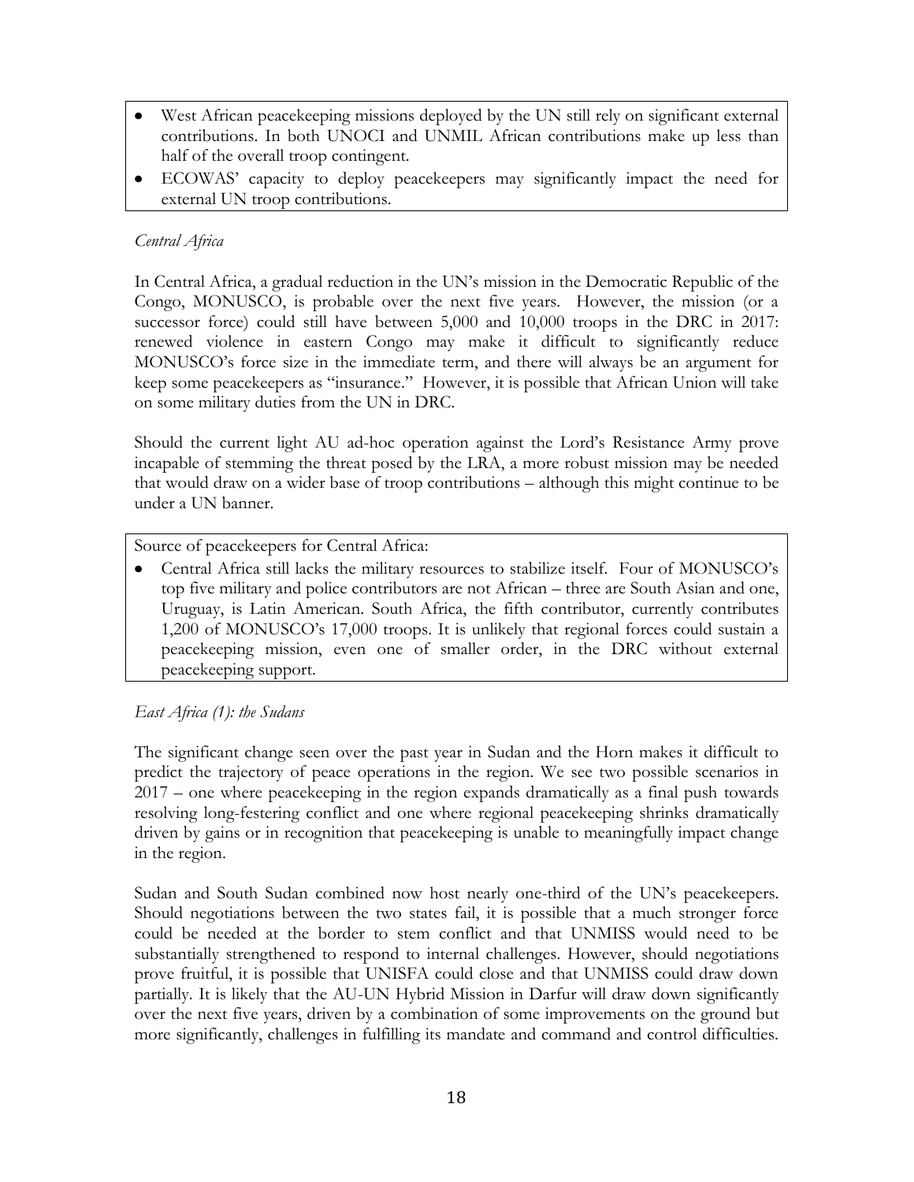- West African peacekeeping missions deployed by the UN still rely on significant external contributions. In both UNOCI and UNMIL African contributions make up less than half of the overall troop contingent.
- ECOWAS' capacity to deploy peacekeepers may significantly impact the need for external UN troop contributions.

*Central Africa*

In Central Africa, a gradual reduction in the UN's mission in the Democratic Republic of the Congo, MONUSCO, is probable over the next five years. However, the mission (or a successor force) could still have between 5,000 and 10,000 troops in the DRC in 2017: renewed violence in eastern Congo may make it difficult to significantly reduce MONUSCO's force size in the immediate term, and there will always be an argument for keep some peacekeepers as "insurance." However, it is possible that African Union will take on some military duties from the UN in DRC.

Should the current light AU ad-hoc operation against the Lord's Resistance Army prove incapable of stemming the threat posed by the LRA, a more robust mission may be needed that would draw on a wider base of troop contributions – although this might continue to be under a UN banner.

Source of peacekeepers for Central Africa:

- Central Africa still lacks the military resources to stabilize itself. Four of MONUSCO's top five military and police contributors are not African – three are South Asian and one, Uruguay, is Latin American. South Africa, the fifth contributor, currently contributes 1,200 of MONUSCO's 17,000 troops. It is unlikely that regional forces could sustain a peacekeeping mission, even one of smaller order, in the DRC without external peacekeeping support.

*East Africa (1): the Sudans*

The significant change seen over the past year in Sudan and the Horn makes it difficult to predict the trajectory of peace operations in the region. We see two possible scenarios in 2017 – one where peacekeeping in the region expands dramatically as a final push towards resolving long-festering conflict and one where regional peacekeeping shrinks dramatically driven by gains or in recognition that peacekeeping is unable to meaningfully impact change in the region.

Sudan and South Sudan combined now host nearly one-third of the UN's peacekeepers. Should negotiations between the two states fail, it is possible that a much stronger force could be needed at the border to stem conflict and that UNMISS would need to be substantially strengthened to respond to internal challenges. However, should negotiations prove fruitful, it is possible that UNISFA could close and that UNMISS could draw down partially. It is likely that the AU-UN Hybrid Mission in Darfur will draw down significantly over the next five years, driven by a combination of some improvements on the ground but more significantly, challenges in fulfilling its mandate and command and control difficulties.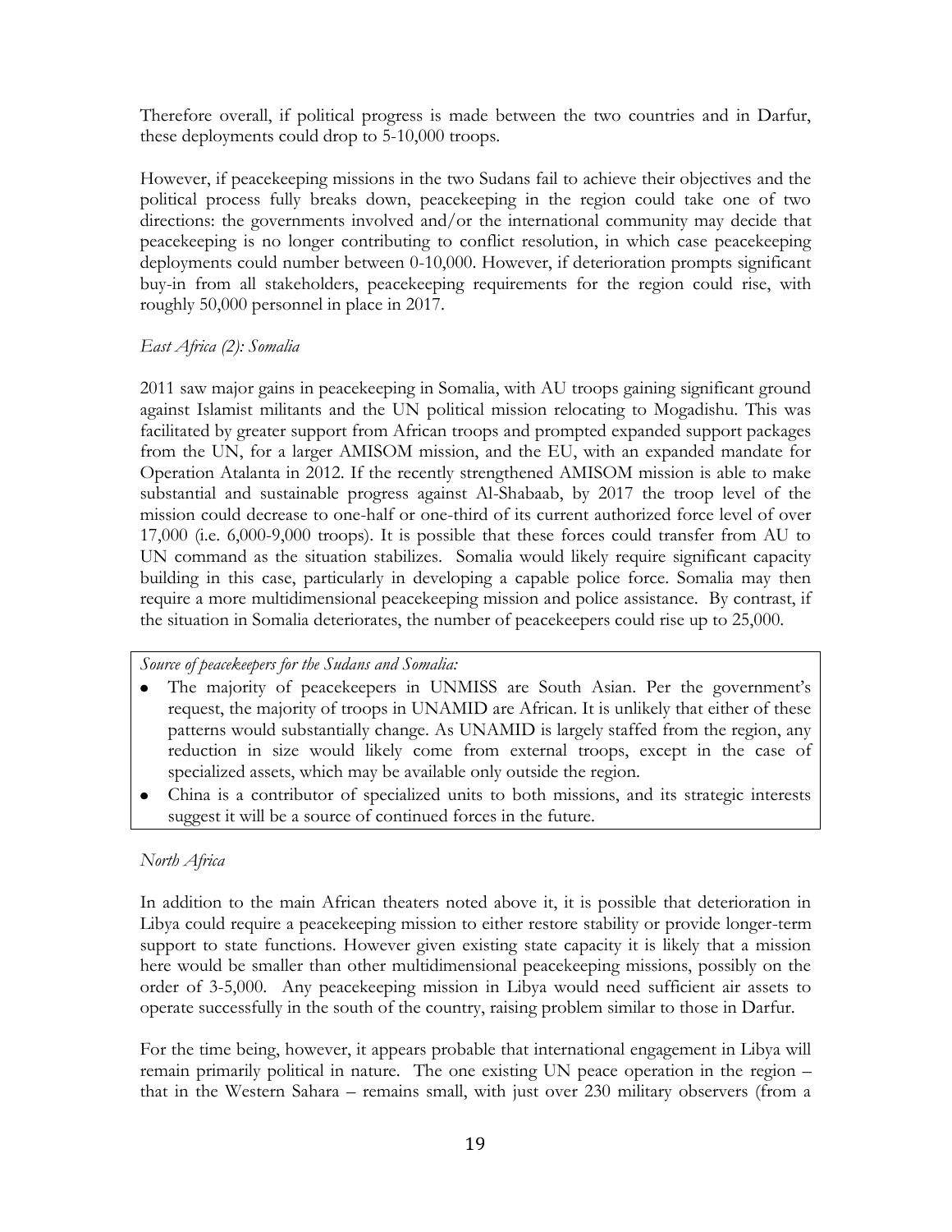Therefore overall, if political progress is made between the two countries and in Darfur, these deployments could drop to 5-10,000 troops.

However, if peacekeeping missions in the two Sudans fail to achieve their objectives and the political process fully breaks down, peacekeeping in the region could take one of two directions: the governments involved and/or the international community may decide that peacekeeping is no longer contributing to conflict resolution, in which case peacekeeping deployments could number between 0-10,000. However, if deterioration prompts significant buy-in from all stakeholders, peacekeeping requirements for the region could rise, with roughly 50,000 personnel in place in 2017.

*East Africa (2): Somalia*

2011 saw major gains in peacekeeping in Somalia, with AU troops gaining significant ground against Islamist militants and the UN political mission relocating to Mogadishu. This was facilitated by greater support from African troops and prompted expanded support packages from the UN, for a larger AMISOM mission, and the EU, with an expanded mandate for Operation Atalanta in 2012. If the recently strengthened AMISOM mission is able to make substantial and sustainable progress against Al-Shabaab, by 2017 the troop level of the mission could decrease to one-half or one-third of its current authorized force level of over 17,000 (i.e. 6,000-9,000 troops). It is possible that these forces could transfer from AU to UN command as the situation stabilizes. Somalia would likely require significant capacity building in this case, particularly in developing a capable police force. Somalia may then require a more multidimensional peacekeeping mission and police assistance. By contrast, if the situation in Somalia deteriorates, the number of peacekeepers could rise up to 25,000.

*Source of peacekeepers for the Sudans and Somalia:*

- The majority of peacekeepers in UNMISS are South Asian. Per the government's request, the majority of troops in UNAMID are African. It is unlikely that either of these patterns would substantially change. As UNAMID is largely staffed from the region, any reduction in size would likely come from external troops, except in the case of specialized assets, which may be available only outside the region.
- China is a contributor of specialized units to both missions, and its strategic interests suggest it will be a source of continued forces in the future.

*North Africa*

In addition to the main African theaters noted above it, it is possible that deterioration in Libya could require a peacekeeping mission to either restore stability or provide longer-term support to state functions. However given existing state capacity it is likely that a mission here would be smaller than other multidimensional peacekeeping missions, possibly on the order of 3-5,000. Any peacekeeping mission in Libya would need sufficient air assets to operate successfully in the south of the country, raising problem similar to those in Darfur.

For the time being, however, it appears probable that international engagement in Libya will remain primarily political in nature. The one existing UN peace operation in the region – that in the Western Sahara – remains small, with just over 230 military observers (from a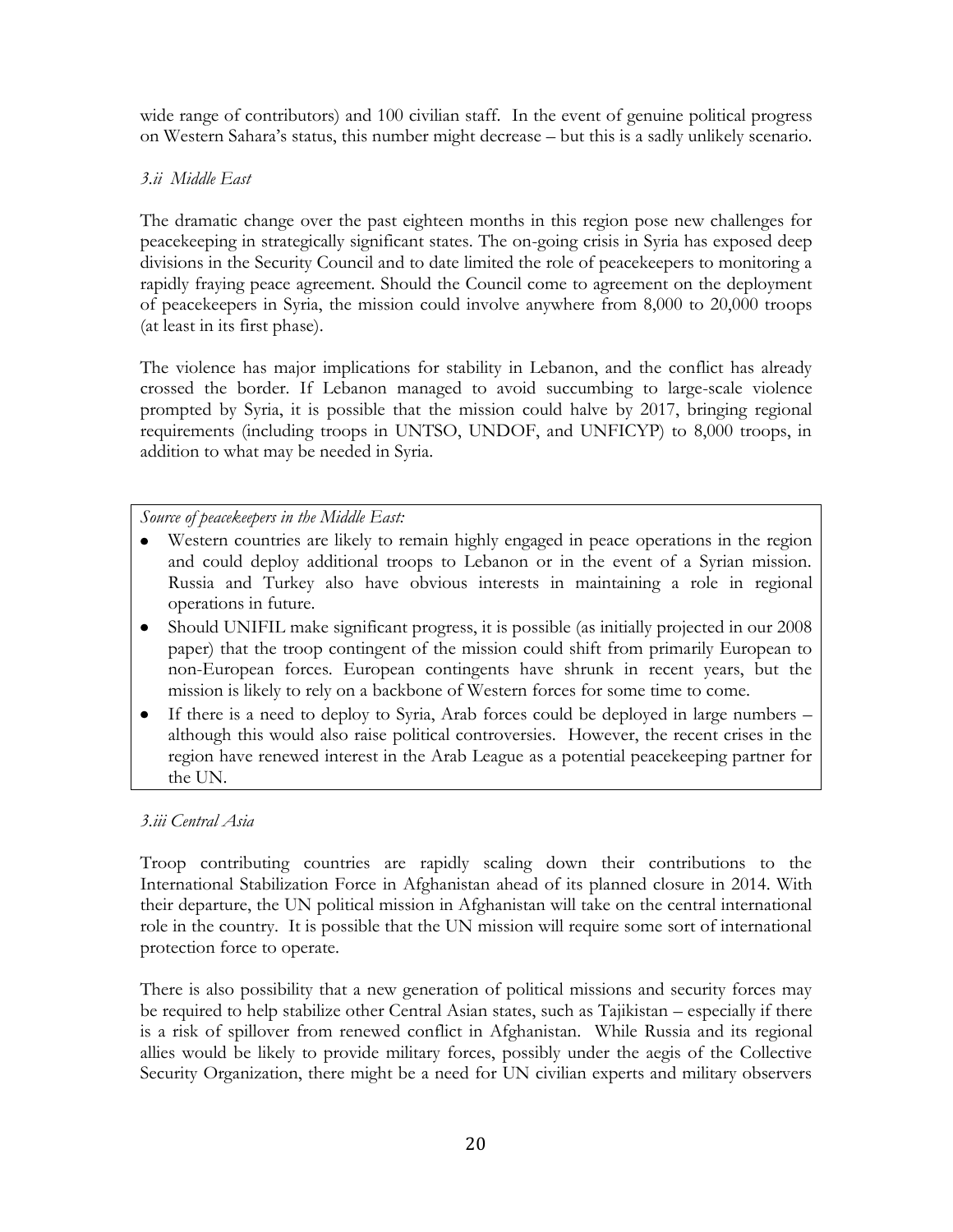wide range of contributors) and 100 civilian staff. In the event of genuine political progress on Western Sahara's status, this number might decrease – but this is a sadly unlikely scenario.

### *3.ii Middle East*

The dramatic change over the past eighteen months in this region pose new challenges for peacekeeping in strategically significant states. The on-going crisis in Syria has exposed deep divisions in the Security Council and to date limited the role of peacekeepers to monitoring a rapidly fraying peace agreement. Should the Council come to agreement on the deployment of peacekeepers in Syria, the mission could involve anywhere from 8,000 to 20,000 troops (at least in its first phase).

The violence has major implications for stability in Lebanon, and the conflict has already crossed the border. If Lebanon managed to avoid succumbing to large-scale violence prompted by Syria, it is possible that the mission could halve by 2017, bringing regional requirements (including troops in UNTSO, UNDOF, and UNFICYP) to 8,000 troops, in addition to what may be needed in Syria.

*Source of peacekeepers in the Middle East:*

- Western countries are likely to remain highly engaged in peace operations in the region and could deploy additional troops to Lebanon or in the event of a Syrian mission. Russia and Turkey also have obvious interests in maintaining a role in regional operations in future.
- Should UNIFIL make significant progress, it is possible (as initially projected in our 2008 paper) that the troop contingent of the mission could shift from primarily European to non-European forces. European contingents have shrunk in recent years, but the mission is likely to rely on a backbone of Western forces for some time to come.
- If there is a need to deploy to Syria, Arab forces could be deployed in large numbers – although this would also raise political controversies. However, the recent crises in the region have renewed interest in the Arab League as a potential peacekeeping partner for the UN.

### *3.iii Central Asia*

Troop contributing countries are rapidly scaling down their contributions to the International Stabilization Force in Afghanistan ahead of its planned closure in 2014. With their departure, the UN political mission in Afghanistan will take on the central international role in the country. It is possible that the UN mission will require some sort of international protection force to operate.

There is also possibility that a new generation of political missions and security forces may be required to help stabilize other Central Asian states, such as Tajikistan – especially if there is a risk of spillover from renewed conflict in Afghanistan. While Russia and its regional allies would be likely to provide military forces, possibly under the aegis of the Collective Security Organization, there might be a need for UN civilian experts and military observers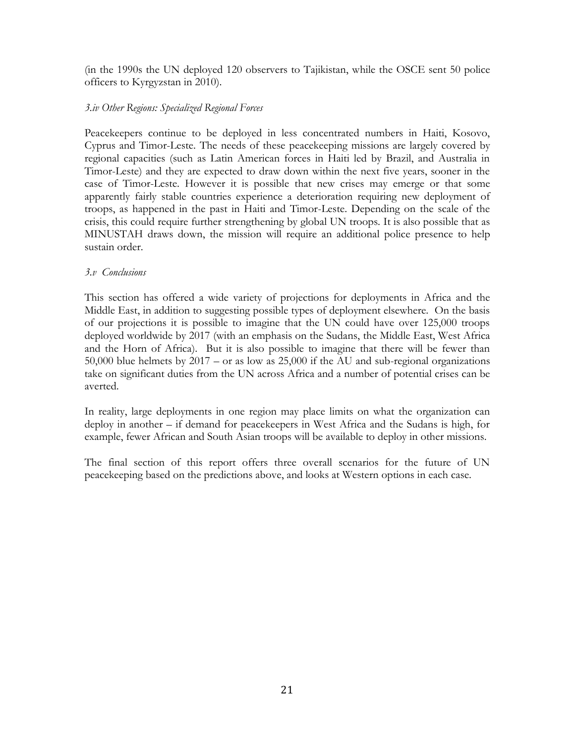(in the 1990s the UN deployed 120 observers to Tajikistan, while the OSCE sent 50 police officers to Kyrgyzstan in 2010).

### *3.iv Other Regions: Specialized Regional Forces*

Peacekeepers continue to be deployed in less concentrated numbers in Haiti, Kosovo, Cyprus and Timor-Leste. The needs of these peacekeeping missions are largely covered by regional capacities (such as Latin American forces in Haiti led by Brazil, and Australia in Timor-Leste) and they are expected to draw down within the next five years, sooner in the case of Timor-Leste. However it is possible that new crises may emerge or that some apparently fairly stable countries experience a deterioration requiring new deployment of troops, as happened in the past in Haiti and Timor-Leste. Depending on the scale of the crisis, this could require further strengthening by global UN troops. It is also possible that as MINUSTAH draws down, the mission will require an additional police presence to help sustain order.

### *3.v Conclusions*

This section has offered a wide variety of projections for deployments in Africa and the Middle East, in addition to suggesting possible types of deployment elsewhere. On the basis of our projections it is possible to imagine that the UN could have over 125,000 troops deployed worldwide by 2017 (with an emphasis on the Sudans, the Middle East, West Africa and the Horn of Africa). But it is also possible to imagine that there will be fewer than 50,000 blue helmets by 2017 – or as low as 25,000 if the AU and sub-regional organizations take on significant duties from the UN across Africa and a number of potential crises can be averted.

In reality, large deployments in one region may place limits on what the organization can deploy in another – if demand for peacekeepers in West Africa and the Sudans is high, for example, fewer African and South Asian troops will be available to deploy in other missions.

The final section of this report offers three overall scenarios for the future of UN peacekeeping based on the predictions above, and looks at Western options in each case.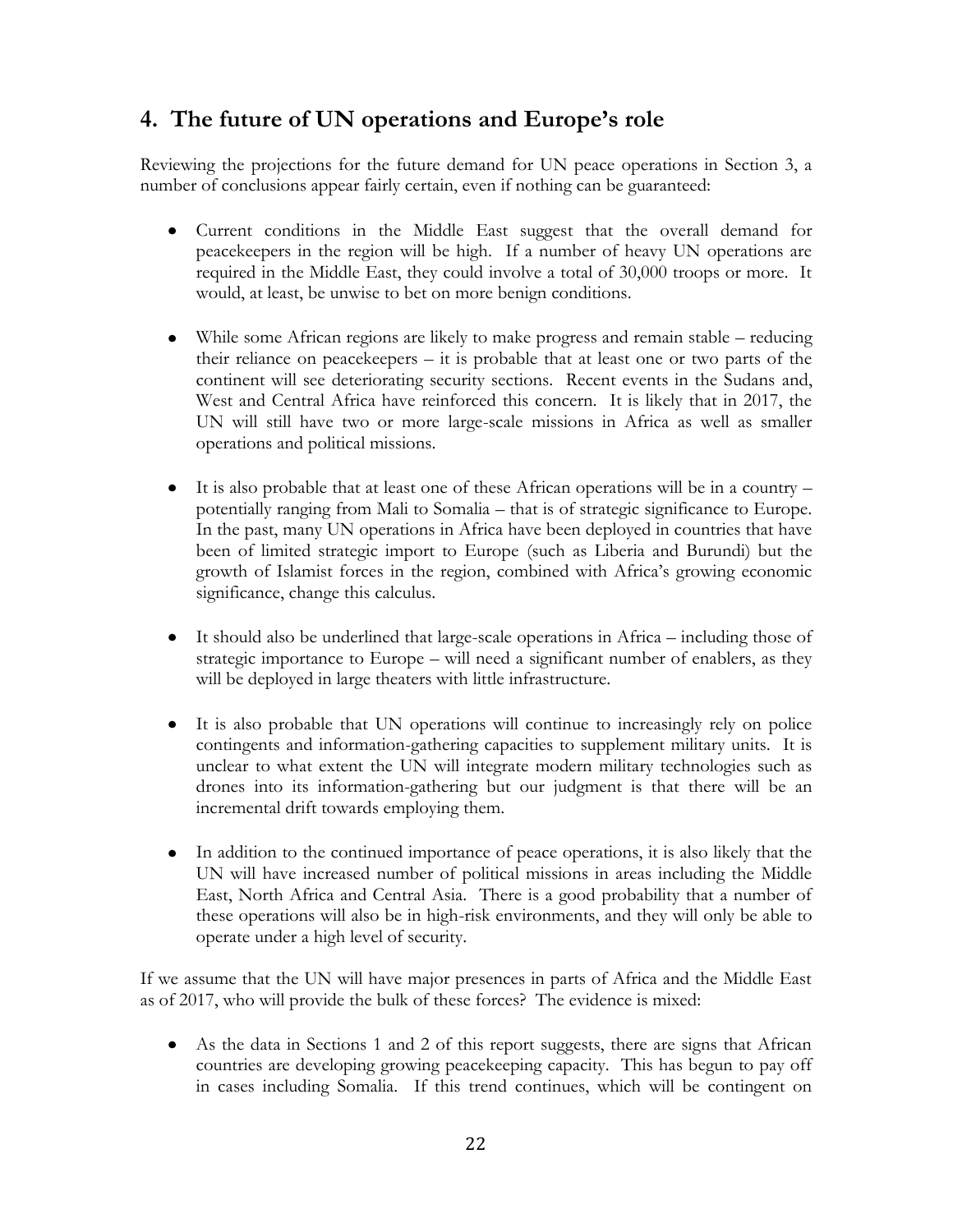## 4. The future of UN operations and Europe's role

Reviewing the projections for the future demand for UN peace operations in Section 3, a number of conclusions appear fairly certain, even if nothing can be guaranteed:

- Current conditions in the Middle East suggest that the overall demand for peacekeepers in the region will be high. If a number of heavy UN operations are required in the Middle East, they could involve a total of 30,000 troops or more. It would, at least, be unwise to bet on more benign conditions.

- While some African regions are likely to make progress and remain stable – reducing their reliance on peacekeepers – it is probable that at least one or two parts of the continent will see deteriorating security sections. Recent events in the Sudans and, West and Central Africa have reinforced this concern. It is likely that in 2017, the UN will still have two or more large-scale missions in Africa as well as smaller operations and political missions.

- It is also probable that at least one of these African operations will be in a country – potentially ranging from Mali to Somalia – that is of strategic significance to Europe. In the past, many UN operations in Africa have been deployed in countries that have been of limited strategic import to Europe (such as Liberia and Burundi) but the growth of Islamist forces in the region, combined with Africa's growing economic significance, change this calculus.

- It should also be underlined that large-scale operations in Africa – including those of strategic importance to Europe – will need a significant number of enablers, as they will be deployed in large theaters with little infrastructure.

- It is also probable that UN operations will continue to increasingly rely on police contingents and information-gathering capacities to supplement military units. It is unclear to what extent the UN will integrate modern military technologies such as drones into its information-gathering but our judgment is that there will be an incremental drift towards employing them.

- In addition to the continued importance of peace operations, it is also likely that the UN will have increased number of political missions in areas including the Middle East, North Africa and Central Asia. There is a good probability that a number of these operations will also be in high-risk environments, and they will only be able to operate under a high level of security.

If we assume that the UN will have major presences in parts of Africa and the Middle East as of 2017, who will provide the bulk of these forces? The evidence is mixed:

- As the data in Sections 1 and 2 of this report suggests, there are signs that African countries are developing growing peacekeeping capacity. This has begun to pay off in cases including Somalia. If this trend continues, which will be contingent on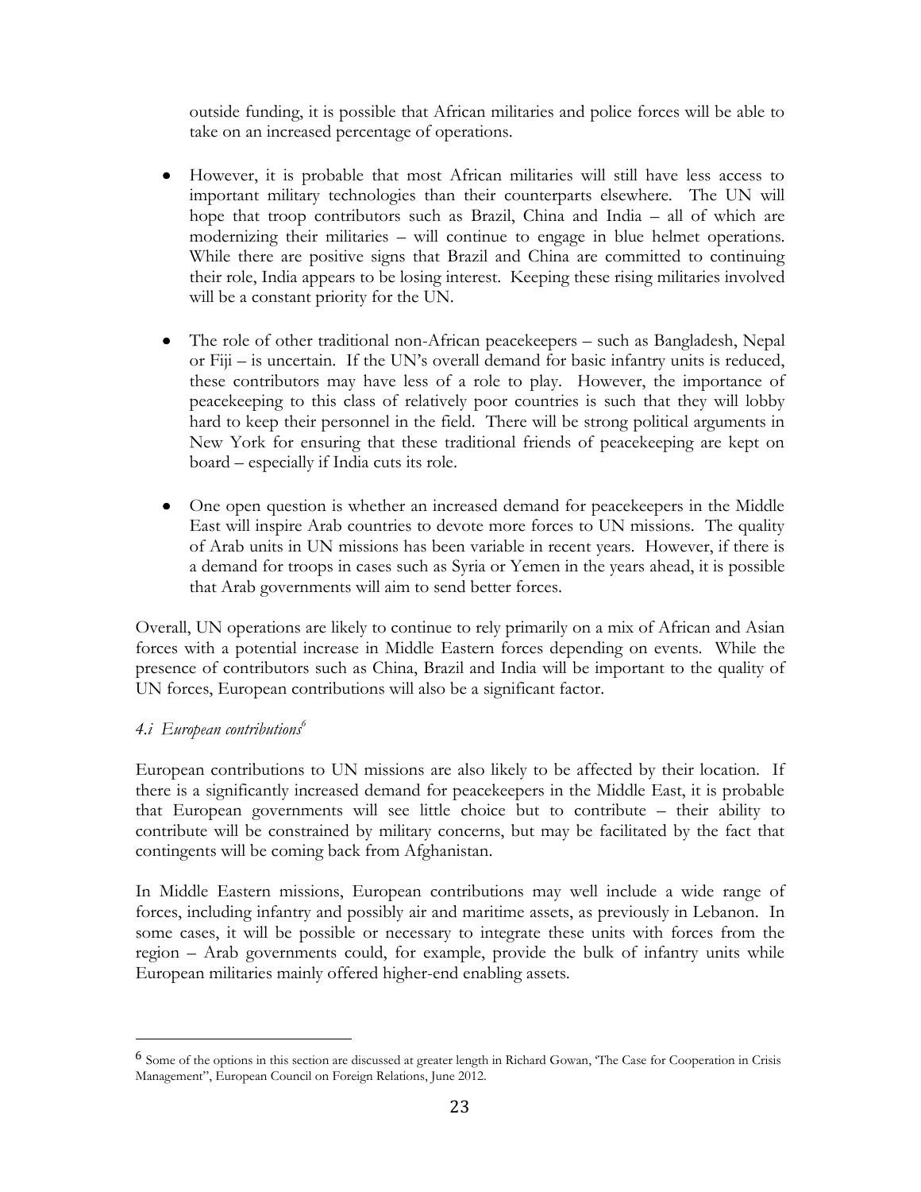outside funding, it is possible that African militaries and police forces will be able to take on an increased percentage of operations.

- However, it is probable that most African militaries will still have less access to important military technologies than their counterparts elsewhere. The UN will hope that troop contributors such as Brazil, China and India – all of which are modernizing their militaries – will continue to engage in blue helmet operations. While there are positive signs that Brazil and China are committed to continuing their role, India appears to be losing interest. Keeping these rising militaries involved will be a constant priority for the UN.

- The role of other traditional non-African peacekeepers – such as Bangladesh, Nepal or Fiji – is uncertain. If the UN's overall demand for basic infantry units is reduced, these contributors may have less of a role to play. However, the importance of peacekeeping to this class of relatively poor countries is such that they will lobby hard to keep their personnel in the field. There will be strong political arguments in New York for ensuring that these traditional friends of peacekeeping are kept on board – especially if India cuts its role.

- One open question is whether an increased demand for peacekeepers in the Middle East will inspire Arab countries to devote more forces to UN missions. The quality of Arab units in UN missions has been variable in recent years. However, if there is a demand for troops in cases such as Syria or Yemen in the years ahead, it is possible that Arab governments will aim to send better forces.

Overall, UN operations are likely to continue to rely primarily on a mix of African and Asian forces with a potential increase in Middle Eastern forces depending on events. While the presence of contributors such as China, Brazil and India will be important to the quality of UN forces, European contributions will also be a significant factor.

*4.i European contributions*[6]

European contributions to UN missions are also likely to be affected by their location. If there is a significantly increased demand for peacekeepers in the Middle East, it is probable that European governments will see little choice but to contribute – their ability to contribute will be constrained by military concerns, but may be facilitated by the fact that contingents will be coming back from Afghanistan.

In Middle Eastern missions, European contributions may well include a wide range of forces, including infantry and possibly air and maritime assets, as previously in Lebanon. In some cases, it will be possible or necessary to integrate these units with forces from the region – Arab governments could, for example, provide the bulk of infantry units while European militaries mainly offered higher-end enabling assets.

---

[6] Some of the options in this section are discussed at greater length in Richard Gowan, 'The Case for Cooperation in Crisis Management", European Council on Foreign Relations, June 2012.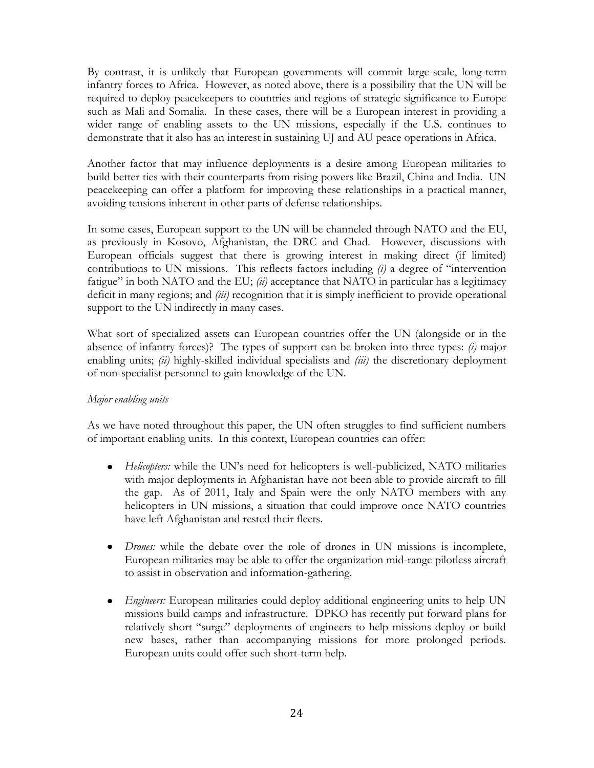By contrast, it is unlikely that European governments will commit large-scale, long-term infantry forces to Africa. However, as noted above, there is a possibility that the UN will be required to deploy peacekeepers to countries and regions of strategic significance to Europe such as Mali and Somalia. In these cases, there will be a European interest in providing a wider range of enabling assets to the UN missions, especially if the U.S. continues to demonstrate that it also has an interest in sustaining UJ and AU peace operations in Africa.

Another factor that may influence deployments is a desire among European militaries to build better ties with their counterparts from rising powers like Brazil, China and India. UN peacekeeping can offer a platform for improving these relationships in a practical manner, avoiding tensions inherent in other parts of defense relationships.

In some cases, European support to the UN will be channeled through NATO and the EU, as previously in Kosovo, Afghanistan, the DRC and Chad. However, discussions with European officials suggest that there is growing interest in making direct (if limited) contributions to UN missions. This reflects factors including *(i)* a degree of "intervention fatigue" in both NATO and the EU; *(ii)* acceptance that NATO in particular has a legitimacy deficit in many regions; and *(iii)* recognition that it is simply inefficient to provide operational support to the UN indirectly in many cases.

What sort of specialized assets can European countries offer the UN (alongside or in the absence of infantry forces)? The types of support can be broken into three types: *(i)* major enabling units; *(ii)* highly-skilled individual specialists and *(iii)* the discretionary deployment of non-specialist personnel to gain knowledge of the UN.

*Major enabling units*

As we have noted throughout this paper, the UN often struggles to find sufficient numbers of important enabling units. In this context, European countries can offer:

- *Helicopters:* while the UN's need for helicopters is well-publicized, NATO militaries with major deployments in Afghanistan have not been able to provide aircraft to fill the gap. As of 2011, Italy and Spain were the only NATO members with any helicopters in UN missions, a situation that could improve once NATO countries have left Afghanistan and rested their fleets.

- *Drones:* while the debate over the role of drones in UN missions is incomplete, European militaries may be able to offer the organization mid-range pilotless aircraft to assist in observation and information-gathering.

- *Engineers:* European militaries could deploy additional engineering units to help UN missions build camps and infrastructure. DPKO has recently put forward plans for relatively short "surge" deployments of engineers to help missions deploy or build new bases, rather than accompanying missions for more prolonged periods. European units could offer such short-term help.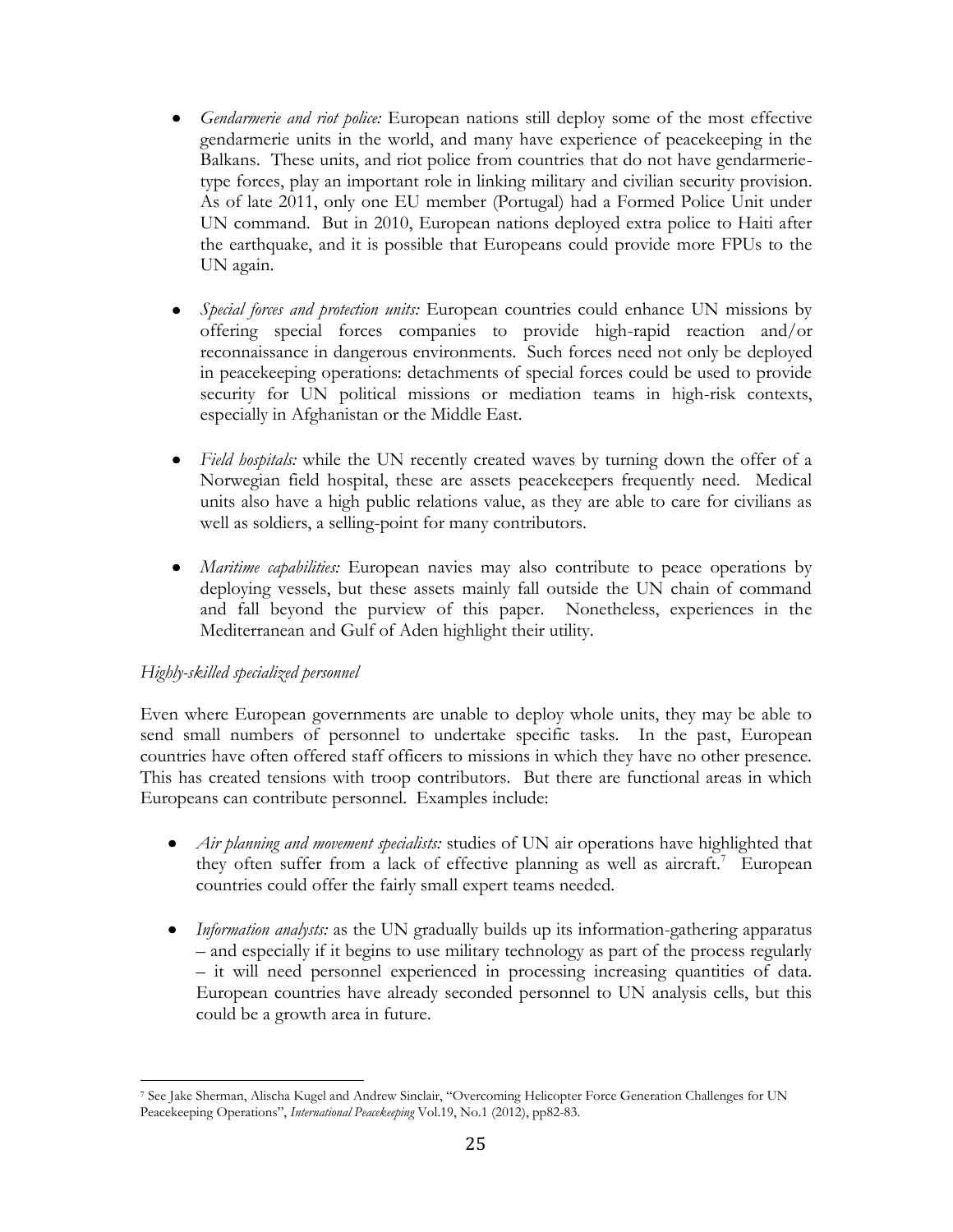- *Gendarmerie and riot police:* European nations still deploy some of the most effective gendarmerie units in the world, and many have experience of peacekeeping in the Balkans. These units, and riot police from countries that do not have gendarmerie-type forces, play an important role in linking military and civilian security provision. As of late 2011, only one EU member (Portugal) had a Formed Police Unit under UN command. But in 2010, European nations deployed extra police to Haiti after the earthquake, and it is possible that Europeans could provide more FPUs to the UN again.

- *Special forces and protection units:* European countries could enhance UN missions by offering special forces companies to provide high-rapid reaction and/or reconnaissance in dangerous environments. Such forces need not only be deployed in peacekeeping operations: detachments of special forces could be used to provide security for UN political missions or mediation teams in high-risk contexts, especially in Afghanistan or the Middle East.

- *Field hospitals:* while the UN recently created waves by turning down the offer of a Norwegian field hospital, these are assets peacekeepers frequently need. Medical units also have a high public relations value, as they are able to care for civilians as well as soldiers, a selling-point for many contributors.

- *Maritime capabilities:* European navies may also contribute to peace operations by deploying vessels, but these assets mainly fall outside the UN chain of command and fall beyond the purview of this paper. Nonetheless, experiences in the Mediterranean and Gulf of Aden highlight their utility.

*Highly-skilled specialized personnel*

Even where European governments are unable to deploy whole units, they may be able to send small numbers of personnel to undertake specific tasks. In the past, European countries have often offered staff officers to missions in which they have no other presence. This has created tensions with troop contributors. But there are functional areas in which Europeans can contribute personnel. Examples include:

- *Air planning and movement specialists:* studies of UN air operations have highlighted that they often suffer from a lack of effective planning as well as aircraft.[7] European countries could offer the fairly small expert teams needed.

- *Information analysts:* as the UN gradually builds up its information-gathering apparatus – and especially if it begins to use military technology as part of the process regularly – it will need personnel experienced in processing increasing quantities of data. European countries have already seconded personnel to UN analysis cells, but this could be a growth area in future.

[7] See Jake Sherman, Alischa Kugel and Andrew Sinclair, "Overcoming Helicopter Force Generation Challenges for UN Peacekeeping Operations", *International Peacekeeping* Vol.19, No.1 (2012), pp82-83.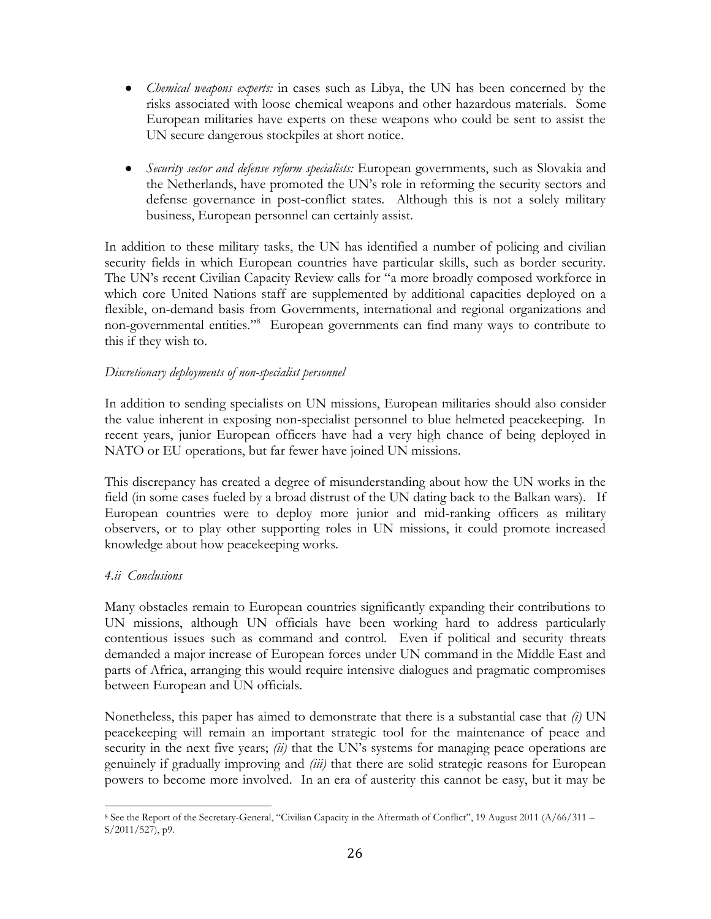- *Chemical weapons experts:* in cases such as Libya, the UN has been concerned by the risks associated with loose chemical weapons and other hazardous materials. Some European militaries have experts on these weapons who could be sent to assist the UN secure dangerous stockpiles at short notice.

- *Security sector and defense reform specialists:* European governments, such as Slovakia and the Netherlands, have promoted the UN's role in reforming the security sectors and defense governance in post-conflict states. Although this is not a solely military business, European personnel can certainly assist.

In addition to these military tasks, the UN has identified a number of policing and civilian security fields in which European countries have particular skills, such as border security. The UN's recent Civilian Capacity Review calls for "a more broadly composed workforce in which core United Nations staff are supplemented by additional capacities deployed on a flexible, on-demand basis from Governments, international and regional organizations and non-governmental entities."[8] European governments can find many ways to contribute to this if they wish to.

*Discretionary deployments of non-specialist personnel*

In addition to sending specialists on UN missions, European militaries should also consider the value inherent in exposing non-specialist personnel to blue helmeted peacekeeping. In recent years, junior European officers have had a very high chance of being deployed in NATO or EU operations, but far fewer have joined UN missions.

This discrepancy has created a degree of misunderstanding about how the UN works in the field (in some cases fueled by a broad distrust of the UN dating back to the Balkan wars). If European countries were to deploy more junior and mid-ranking officers as military observers, or to play other supporting roles in UN missions, it could promote increased knowledge about how peacekeeping works.

*4.ii Conclusions*

Many obstacles remain to European countries significantly expanding their contributions to UN missions, although UN officials have been working hard to address particularly contentious issues such as command and control. Even if political and security threats demanded a major increase of European forces under UN command in the Middle East and parts of Africa, arranging this would require intensive dialogues and pragmatic compromises between European and UN officials.

Nonetheless, this paper has aimed to demonstrate that there is a substantial case that *(i)* UN peacekeeping will remain an important strategic tool for the maintenance of peace and security in the next five years; *(ii)* that the UN's systems for managing peace operations are genuinely if gradually improving and *(iii)* that there are solid strategic reasons for European powers to become more involved. In an era of austerity this cannot be easy, but it may be

[8] See the Report of the Secretary-General, "Civilian Capacity in the Aftermath of Conflict", 19 August 2011 (A/66/311 – S/2011/527), p9.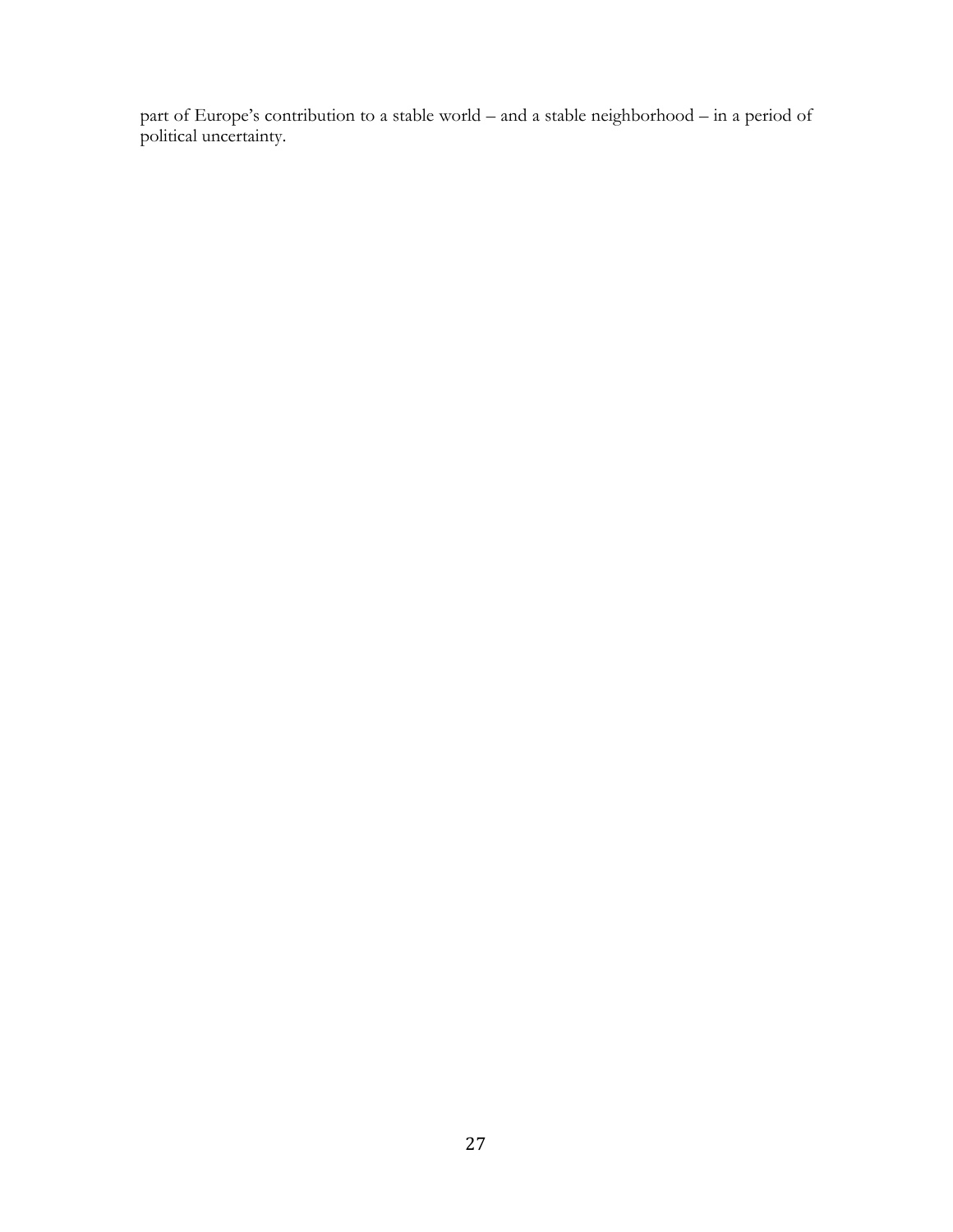part of Europe's contribution to a stable world – and a stable neighborhood – in a period of political uncertainty.